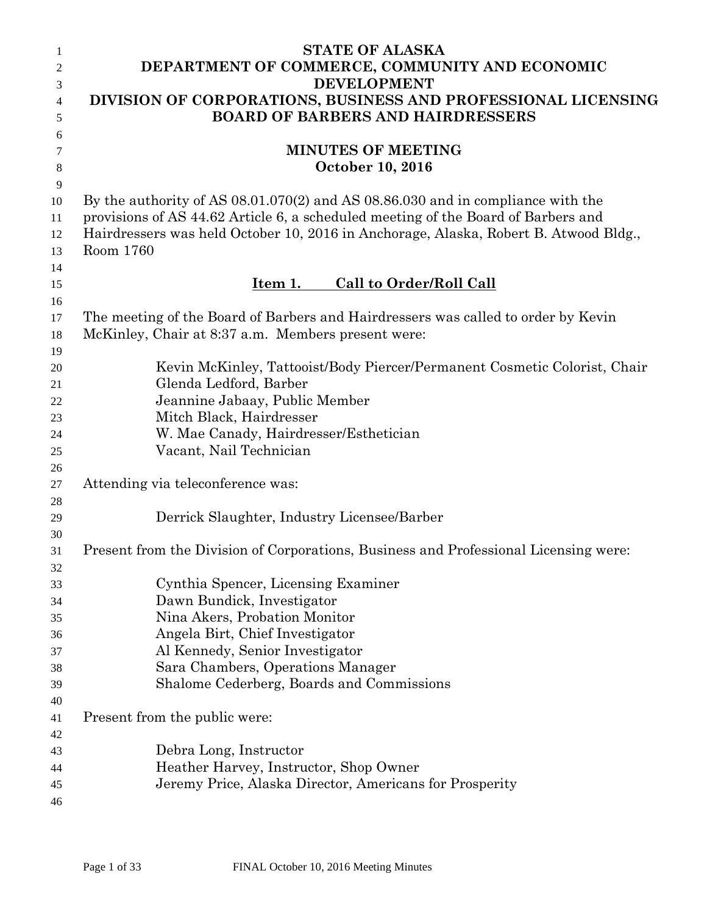# STATE OF ALASKA
# DEPARTMENT OF COMMERCE, COMMUNITY AND ECONOMIC DEVELOPMENT
# DIVISION OF CORPORATIONS, BUSINESS AND PROFESSIONAL LICENSING
# BOARD OF BARBERS AND HAIRDRESSERS

## MINUTES OF MEETING
## October 10, 2016

By the authority of AS 08.01.070(2) and AS 08.86.030 and in compliance with the provisions of AS 44.62 Article 6, a scheduled meeting of the Board of Barbers and Hairdressers was held October 10, 2016 in Anchorage, Alaska, Robert B. Atwood Bldg., Room 1760

## Item 1. Call to Order/Roll Call

The meeting of the Board of Barbers and Hairdressers was called to order by Kevin McKinley, Chair at 8:37 a.m. Members present were:

- Kevin McKinley, Tattooist/Body Piercer/Permanent Cosmetic Colorist, Chair
- Glenda Ledford, Barber
- Jeannine Jabaay, Public Member
- Mitch Black, Hairdresser
- W. Mae Canady, Hairdresser/Esthetician
- Vacant, Nail Technician

Attending via teleconference was:

- Derrick Slaughter, Industry Licensee/Barber

Present from the Division of Corporations, Business and Professional Licensing were:

- Cynthia Spencer, Licensing Examiner
- Dawn Bundick, Investigator
- Nina Akers, Probation Monitor
- Angela Birt, Chief Investigator
- Al Kennedy, Senior Investigator
- Sara Chambers, Operations Manager
- Shalome Cederberg, Boards and Commissions

Present from the public were:

- Debra Long, Instructor
- Heather Harvey, Instructor, Shop Owner
- Jeremy Price, Alaska Director, Americans for Prosperity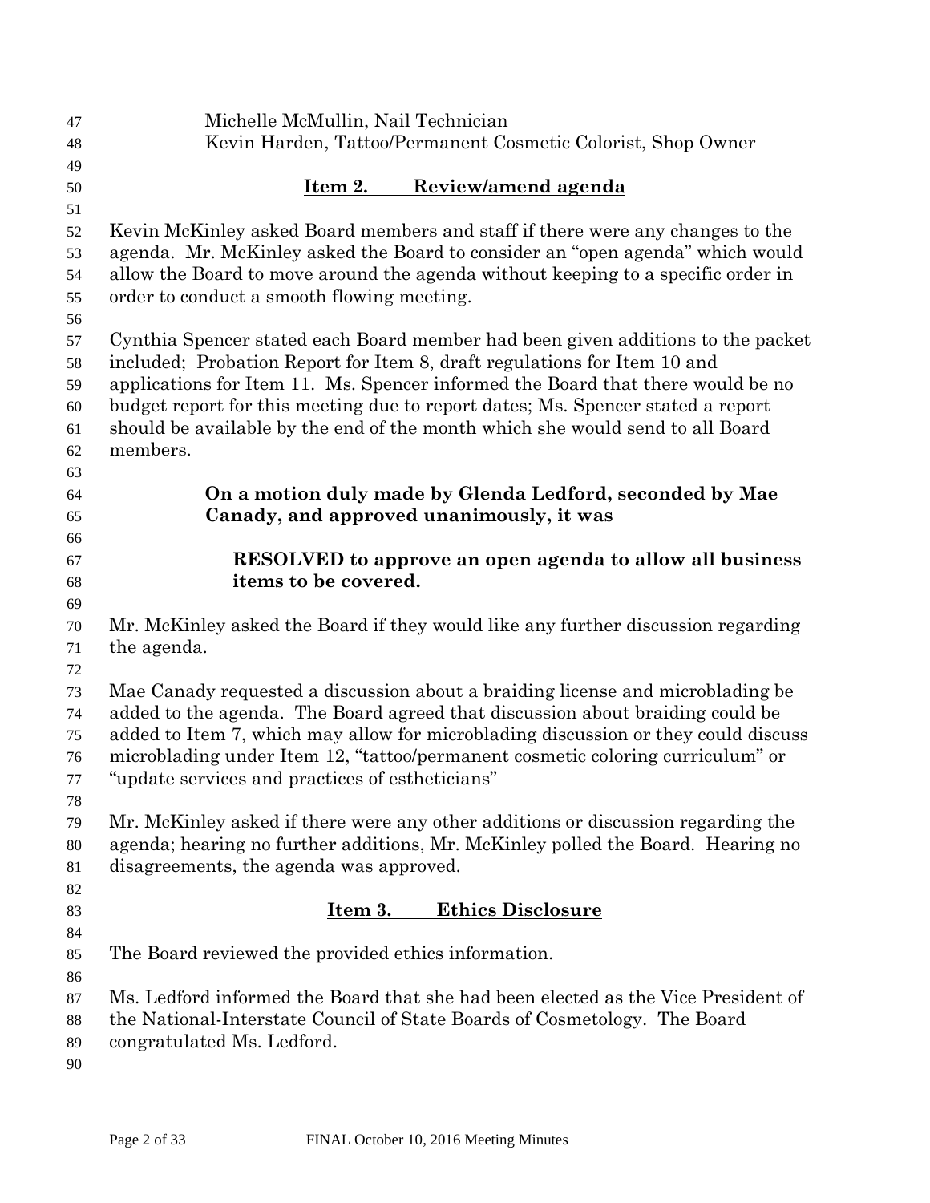Michelle McMullin, Nail Technician
Kevin Harden, Tattoo/Permanent Cosmetic Colorist, Shop Owner

## Item 2. Review/amend agenda

Kevin McKinley asked Board members and staff if there were any changes to the agenda. Mr. McKinley asked the Board to consider an "open agenda" which would allow the Board to move around the agenda without keeping to a specific order in order to conduct a smooth flowing meeting.

Cynthia Spencer stated each Board member had been given additions to the packet included; Probation Report for Item 8, draft regulations for Item 10 and applications for Item 11. Ms. Spencer informed the Board that there would be no budget report for this meeting due to report dates; Ms. Spencer stated a report should be available by the end of the month which she would send to all Board members.

**On a motion duly made by Glenda Ledford, seconded by Mae Canady, and approved unanimously, it was**

**RESOLVED to approve an open agenda to allow all business items to be covered.**

Mr. McKinley asked the Board if they would like any further discussion regarding the agenda.

Mae Canady requested a discussion about a braiding license and microblading be added to the agenda. The Board agreed that discussion about braiding could be added to Item 7, which may allow for microblading discussion or they could discuss microblading under Item 12, "tattoo/permanent cosmetic coloring curriculum" or "update services and practices of estheticians"

Mr. McKinley asked if there were any other additions or discussion regarding the agenda; hearing no further additions, Mr. McKinley polled the Board. Hearing no disagreements, the agenda was approved.

## Item 3. Ethics Disclosure

The Board reviewed the provided ethics information.

Ms. Ledford informed the Board that she had been elected as the Vice President of the National-Interstate Council of State Boards of Cosmetology. The Board congratulated Ms. Ledford.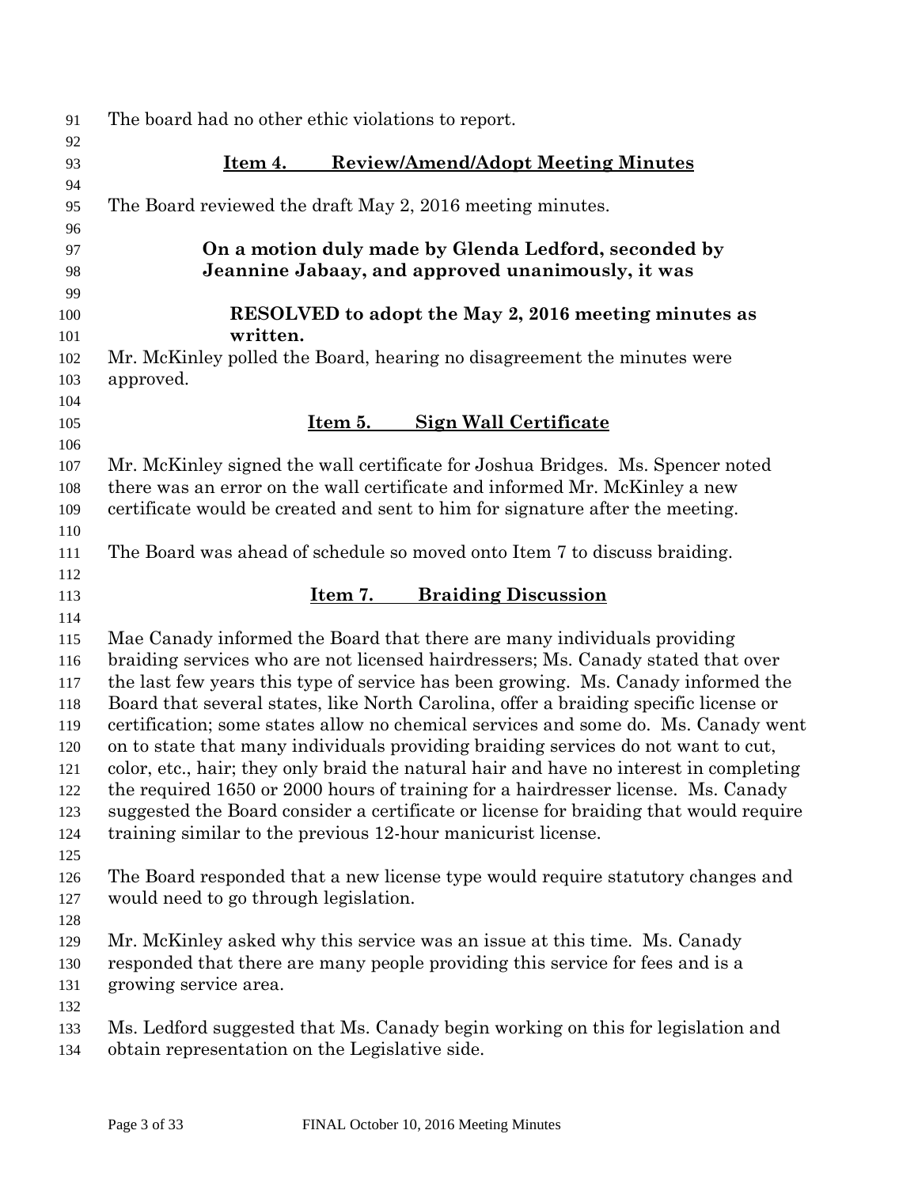The board had no other ethic violations to report.

## Item 4. Review/Amend/Adopt Meeting Minutes

The Board reviewed the draft May 2, 2016 meeting minutes.

**On a motion duly made by Glenda Ledford, seconded by Jeannine Jabaay, and approved unanimously, it was**

**RESOLVED to adopt the May 2, 2016 meeting minutes as written.**

Mr. McKinley polled the Board, hearing no disagreement the minutes were approved.

## Item 5. Sign Wall Certificate

Mr. McKinley signed the wall certificate for Joshua Bridges. Ms. Spencer noted there was an error on the wall certificate and informed Mr. McKinley a new certificate would be created and sent to him for signature after the meeting.

The Board was ahead of schedule so moved onto Item 7 to discuss braiding.

## Item 7. Braiding Discussion

Mae Canady informed the Board that there are many individuals providing braiding services who are not licensed hairdressers; Ms. Canady stated that over the last few years this type of service has been growing. Ms. Canady informed the Board that several states, like North Carolina, offer a braiding specific license or certification; some states allow no chemical services and some do. Ms. Canady went on to state that many individuals providing braiding services do not want to cut, color, etc., hair; they only braid the natural hair and have no interest in completing the required 1650 or 2000 hours of training for a hairdresser license. Ms. Canady suggested the Board consider a certificate or license for braiding that would require training similar to the previous 12-hour manicurist license.

The Board responded that a new license type would require statutory changes and would need to go through legislation.

Mr. McKinley asked why this service was an issue at this time. Ms. Canady responded that there are many people providing this service for fees and is a growing service area.

Ms. Ledford suggested that Ms. Canady begin working on this for legislation and obtain representation on the Legislative side.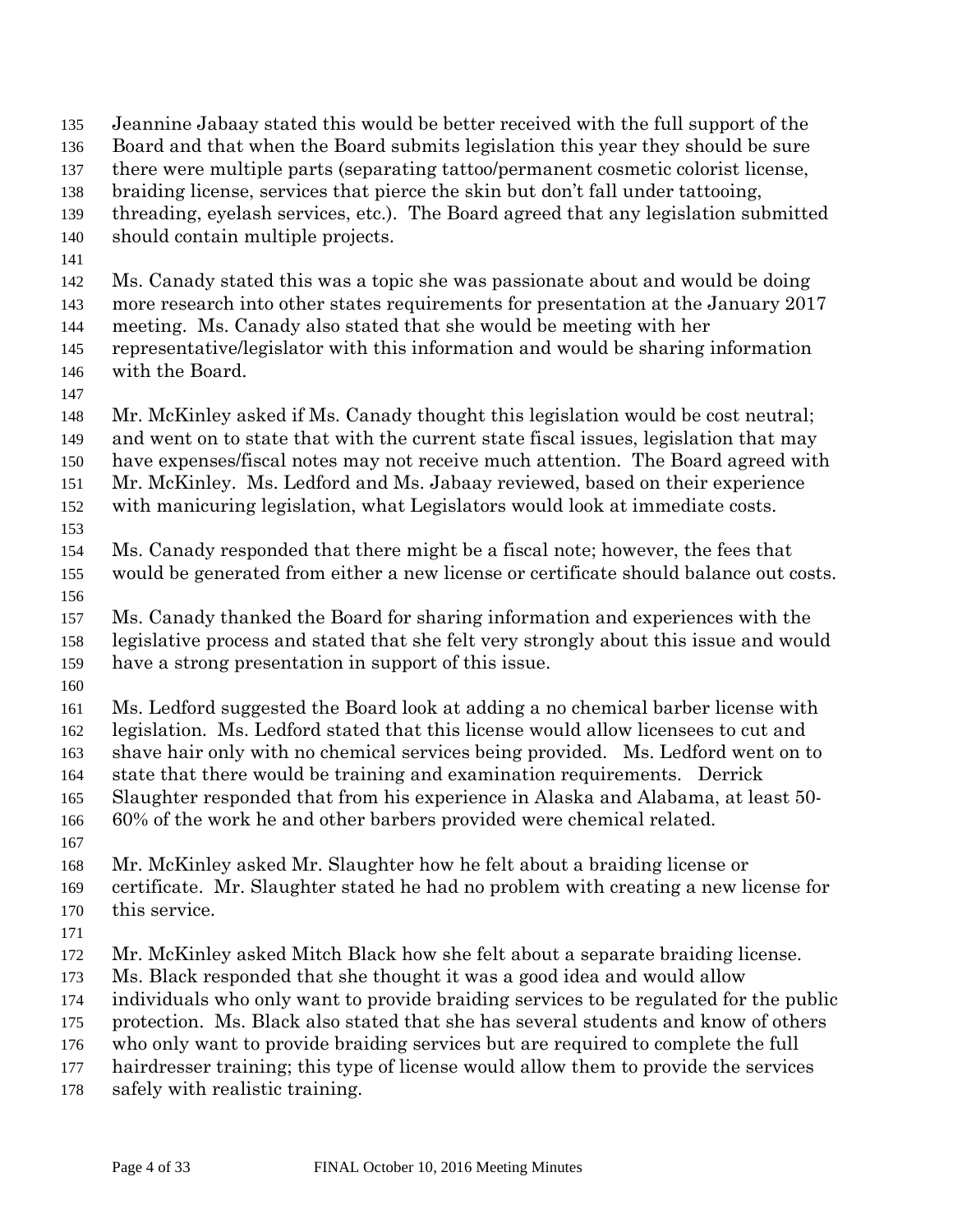Jeannine Jabaay stated this would be better received with the full support of the Board and that when the Board submits legislation this year they should be sure there were multiple parts (separating tattoo/permanent cosmetic colorist license, braiding license, services that pierce the skin but don't fall under tattooing, threading, eyelash services, etc.). The Board agreed that any legislation submitted should contain multiple projects.

Ms. Canady stated this was a topic she was passionate about and would be doing more research into other states requirements for presentation at the January 2017 meeting. Ms. Canady also stated that she would be meeting with her representative/legislator with this information and would be sharing information with the Board.

Mr. McKinley asked if Ms. Canady thought this legislation would be cost neutral; and went on to state that with the current state fiscal issues, legislation that may have expenses/fiscal notes may not receive much attention. The Board agreed with Mr. McKinley. Ms. Ledford and Ms. Jabaay reviewed, based on their experience with manicuring legislation, what Legislators would look at immediate costs.

Ms. Canady responded that there might be a fiscal note; however, the fees that would be generated from either a new license or certificate should balance out costs.

Ms. Canady thanked the Board for sharing information and experiences with the legislative process and stated that she felt very strongly about this issue and would have a strong presentation in support of this issue.

Ms. Ledford suggested the Board look at adding a no chemical barber license with legislation. Ms. Ledford stated that this license would allow licensees to cut and shave hair only with no chemical services being provided. Ms. Ledford went on to state that there would be training and examination requirements. Derrick Slaughter responded that from his experience in Alaska and Alabama, at least 50-60% of the work he and other barbers provided were chemical related.

Mr. McKinley asked Mr. Slaughter how he felt about a braiding license or certificate. Mr. Slaughter stated he had no problem with creating a new license for this service.

Mr. McKinley asked Mitch Black how she felt about a separate braiding license. Ms. Black responded that she thought it was a good idea and would allow individuals who only want to provide braiding services to be regulated for the public protection. Ms. Black also stated that she has several students and know of others who only want to provide braiding services but are required to complete the full hairdresser training; this type of license would allow them to provide the services safely with realistic training.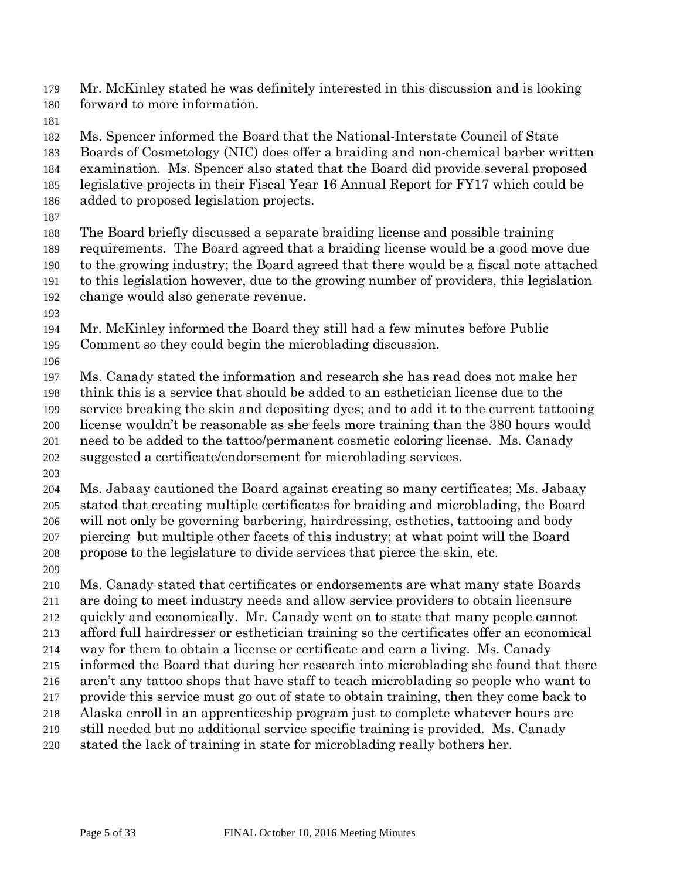Mr. McKinley stated he was definitely interested in this discussion and is looking forward to more information.

Ms. Spencer informed the Board that the National-Interstate Council of State Boards of Cosmetology (NIC) does offer a braiding and non-chemical barber written examination. Ms. Spencer also stated that the Board did provide several proposed legislative projects in their Fiscal Year 16 Annual Report for FY17 which could be added to proposed legislation projects.

The Board briefly discussed a separate braiding license and possible training requirements. The Board agreed that a braiding license would be a good move due to the growing industry; the Board agreed that there would be a fiscal note attached to this legislation however, due to the growing number of providers, this legislation change would also generate revenue.

Mr. McKinley informed the Board they still had a few minutes before Public Comment so they could begin the microblading discussion.

Ms. Canady stated the information and research she has read does not make her think this is a service that should be added to an esthetician license due to the service breaking the skin and depositing dyes; and to add it to the current tattooing license wouldn't be reasonable as she feels more training than the 380 hours would need to be added to the tattoo/permanent cosmetic coloring license. Ms. Canady suggested a certificate/endorsement for microblading services.

Ms. Jabaay cautioned the Board against creating so many certificates; Ms. Jabaay stated that creating multiple certificates for braiding and microblading, the Board will not only be governing barbering, hairdressing, esthetics, tattooing and body piercing but multiple other facets of this industry; at what point will the Board propose to the legislature to divide services that pierce the skin, etc.

Ms. Canady stated that certificates or endorsements are what many state Boards are doing to meet industry needs and allow service providers to obtain licensure quickly and economically. Mr. Canady went on to state that many people cannot afford full hairdresser or esthetician training so the certificates offer an economical way for them to obtain a license or certificate and earn a living. Ms. Canady informed the Board that during her research into microblading she found that there aren't any tattoo shops that have staff to teach microblading so people who want to provide this service must go out of state to obtain training, then they come back to Alaska enroll in an apprenticeship program just to complete whatever hours are still needed but no additional service specific training is provided. Ms. Canady stated the lack of training in state for microblading really bothers her.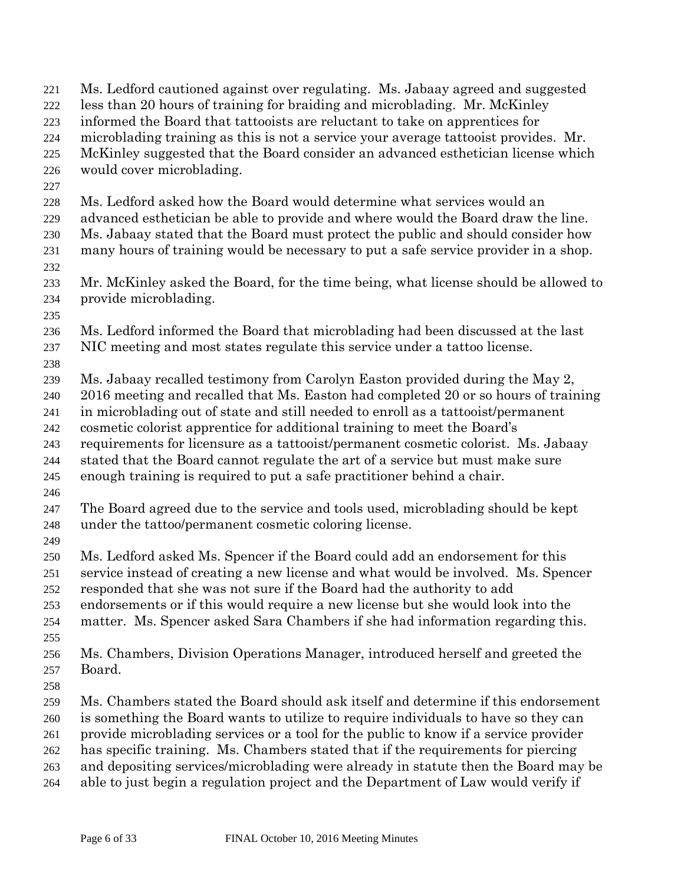Ms. Ledford cautioned against over regulating. Ms. Jabaay agreed and suggested less than 20 hours of training for braiding and microblading. Mr. McKinley informed the Board that tattooists are reluctant to take on apprentices for microblading training as this is not a service your average tattooist provides. Mr. McKinley suggested that the Board consider an advanced esthetician license which would cover microblading.

Ms. Ledford asked how the Board would determine what services would an advanced esthetician be able to provide and where would the Board draw the line. Ms. Jabaay stated that the Board must protect the public and should consider how many hours of training would be necessary to put a safe service provider in a shop.

Mr. McKinley asked the Board, for the time being, what license should be allowed to provide microblading.

Ms. Ledford informed the Board that microblading had been discussed at the last NIC meeting and most states regulate this service under a tattoo license.

Ms. Jabaay recalled testimony from Carolyn Easton provided during the May 2, 2016 meeting and recalled that Ms. Easton had completed 20 or so hours of training in microblading out of state and still needed to enroll as a tattooist/permanent cosmetic colorist apprentice for additional training to meet the Board's requirements for licensure as a tattooist/permanent cosmetic colorist. Ms. Jabaay stated that the Board cannot regulate the art of a service but must make sure enough training is required to put a safe practitioner behind a chair.

The Board agreed due to the service and tools used, microblading should be kept under the tattoo/permanent cosmetic coloring license.

Ms. Ledford asked Ms. Spencer if the Board could add an endorsement for this service instead of creating a new license and what would be involved. Ms. Spencer responded that she was not sure if the Board had the authority to add endorsements or if this would require a new license but she would look into the matter. Ms. Spencer asked Sara Chambers if she had information regarding this.

Ms. Chambers, Division Operations Manager, introduced herself and greeted the Board.

Ms. Chambers stated the Board should ask itself and determine if this endorsement is something the Board wants to utilize to require individuals to have so they can provide microblading services or a tool for the public to know if a service provider has specific training. Ms. Chambers stated that if the requirements for piercing and depositing services/microblading were already in statute then the Board may be able to just begin a regulation project and the Department of Law would verify if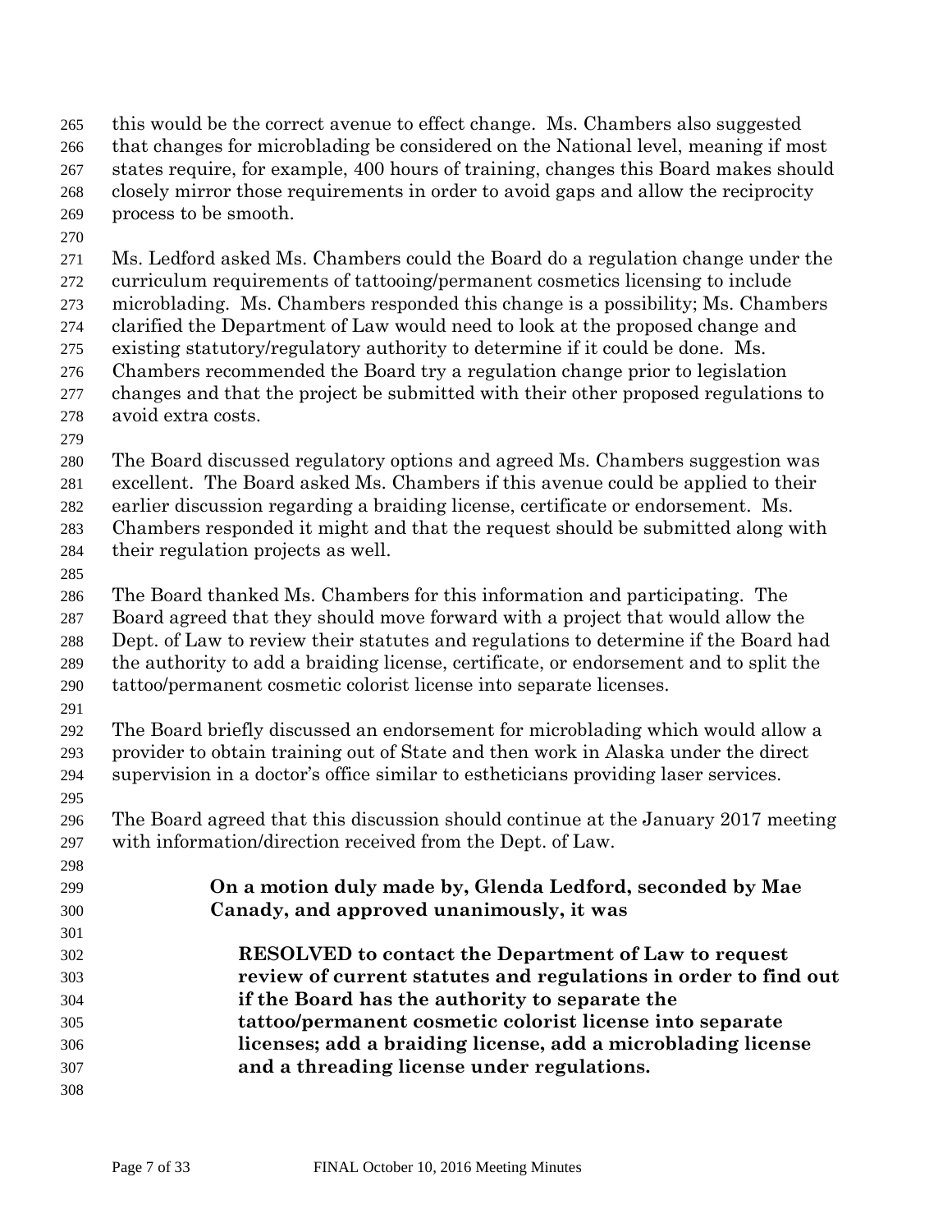this would be the correct avenue to effect change. Ms. Chambers also suggested that changes for microblading be considered on the National level, meaning if most states require, for example, 400 hours of training, changes this Board makes should closely mirror those requirements in order to avoid gaps and allow the reciprocity process to be smooth.

Ms. Ledford asked Ms. Chambers could the Board do a regulation change under the curriculum requirements of tattooing/permanent cosmetics licensing to include microblading. Ms. Chambers responded this change is a possibility; Ms. Chambers clarified the Department of Law would need to look at the proposed change and existing statutory/regulatory authority to determine if it could be done. Ms. Chambers recommended the Board try a regulation change prior to legislation changes and that the project be submitted with their other proposed regulations to avoid extra costs.

The Board discussed regulatory options and agreed Ms. Chambers suggestion was excellent. The Board asked Ms. Chambers if this avenue could be applied to their earlier discussion regarding a braiding license, certificate or endorsement. Ms. Chambers responded it might and that the request should be submitted along with their regulation projects as well.

The Board thanked Ms. Chambers for this information and participating. The Board agreed that they should move forward with a project that would allow the Dept. of Law to review their statutes and regulations to determine if the Board had the authority to add a braiding license, certificate, or endorsement and to split the tattoo/permanent cosmetic colorist license into separate licenses.

The Board briefly discussed an endorsement for microblading which would allow a provider to obtain training out of State and then work in Alaska under the direct supervision in a doctor's office similar to estheticians providing laser services.

The Board agreed that this discussion should continue at the January 2017 meeting with information/direction received from the Dept. of Law.

**On a motion duly made by, Glenda Ledford, seconded by Mae Canady, and approved unanimously, it was**

**RESOLVED to contact the Department of Law to request review of current statutes and regulations in order to find out if the Board has the authority to separate the tattoo/permanent cosmetic colorist license into separate licenses; add a braiding license, add a microblading license and a threading license under regulations.**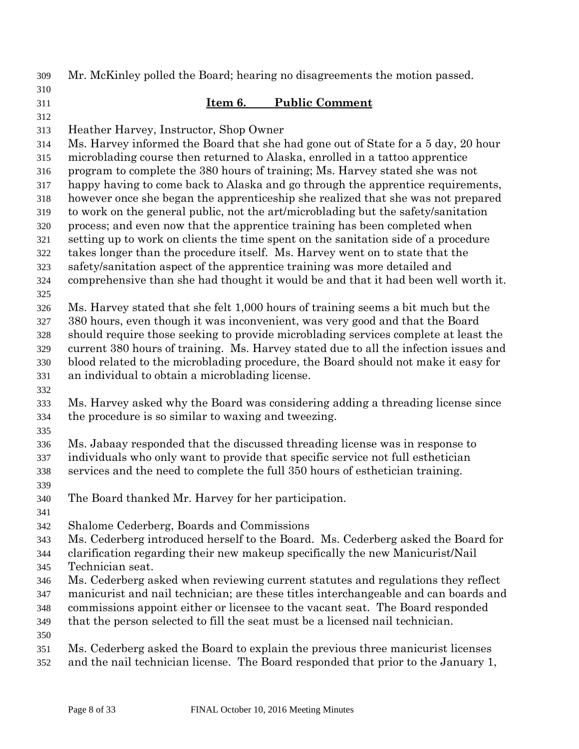Mr. McKinley polled the Board; hearing no disagreements the motion passed.

## Item 6. Public Comment

Heather Harvey, Instructor, Shop Owner

Ms. Harvey informed the Board that she had gone out of State for a 5 day, 20 hour microblading course then returned to Alaska, enrolled in a tattoo apprentice program to complete the 380 hours of training; Ms. Harvey stated she was not happy having to come back to Alaska and go through the apprentice requirements, however once she began the apprenticeship she realized that she was not prepared to work on the general public, not the art/microblading but the safety/sanitation process; and even now that the apprentice training has been completed when setting up to work on clients the time spent on the sanitation side of a procedure takes longer than the procedure itself. Ms. Harvey went on to state that the safety/sanitation aspect of the apprentice training was more detailed and comprehensive than she had thought it would be and that it had been well worth it.

Ms. Harvey stated that she felt 1,000 hours of training seems a bit much but the 380 hours, even though it was inconvenient, was very good and that the Board should require those seeking to provide microblading services complete at least the current 380 hours of training. Ms. Harvey stated due to all the infection issues and blood related to the microblading procedure, the Board should not make it easy for an individual to obtain a microblading license.

Ms. Harvey asked why the Board was considering adding a threading license since the procedure is so similar to waxing and tweezing.

Ms. Jabaay responded that the discussed threading license was in response to individuals who only want to provide that specific service not full esthetician services and the need to complete the full 350 hours of esthetician training.

The Board thanked Mr. Harvey for her participation.

Shalome Cederberg, Boards and Commissions

Ms. Cederberg introduced herself to the Board. Ms. Cederberg asked the Board for clarification regarding their new makeup specifically the new Manicurist/Nail Technician seat.

Ms. Cederberg asked when reviewing current statutes and regulations they reflect manicurist and nail technician; are these titles interchangeable and can boards and commissions appoint either or licensee to the vacant seat. The Board responded that the person selected to fill the seat must be a licensed nail technician.

Ms. Cederberg asked the Board to explain the previous three manicurist licenses and the nail technician license. The Board responded that prior to the January 1,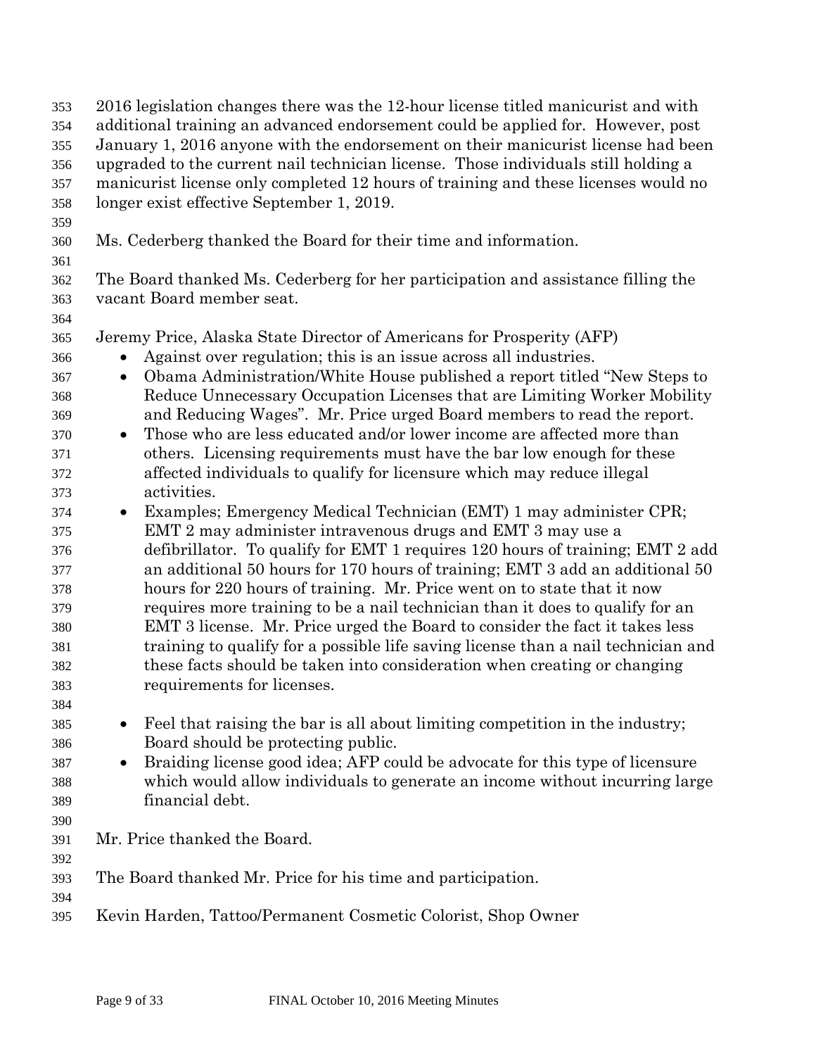2016 legislation changes there was the 12-hour license titled manicurist and with additional training an advanced endorsement could be applied for. However, post January 1, 2016 anyone with the endorsement on their manicurist license had been upgraded to the current nail technician license. Those individuals still holding a manicurist license only completed 12 hours of training and these licenses would no longer exist effective September 1, 2019.

Ms. Cederberg thanked the Board for their time and information.

The Board thanked Ms. Cederberg for her participation and assistance filling the vacant Board member seat.

Jeremy Price, Alaska State Director of Americans for Prosperity (AFP)

- Against over regulation; this is an issue across all industries.
- Obama Administration/White House published a report titled "New Steps to Reduce Unnecessary Occupation Licenses that are Limiting Worker Mobility and Reducing Wages". Mr. Price urged Board members to read the report.
- Those who are less educated and/or lower income are affected more than others. Licensing requirements must have the bar low enough for these affected individuals to qualify for licensure which may reduce illegal activities.
- Examples; Emergency Medical Technician (EMT) 1 may administer CPR; EMT 2 may administer intravenous drugs and EMT 3 may use a defibrillator. To qualify for EMT 1 requires 120 hours of training; EMT 2 add an additional 50 hours for 170 hours of training; EMT 3 add an additional 50 hours for 220 hours of training. Mr. Price went on to state that it now requires more training to be a nail technician than it does to qualify for an EMT 3 license. Mr. Price urged the Board to consider the fact it takes less training to qualify for a possible life saving license than a nail technician and these facts should be taken into consideration when creating or changing requirements for licenses.

- Feel that raising the bar is all about limiting competition in the industry; Board should be protecting public.
- Braiding license good idea; AFP could be advocate for this type of licensure which would allow individuals to generate an income without incurring large financial debt.

Mr. Price thanked the Board.

The Board thanked Mr. Price for his time and participation.

Kevin Harden, Tattoo/Permanent Cosmetic Colorist, Shop Owner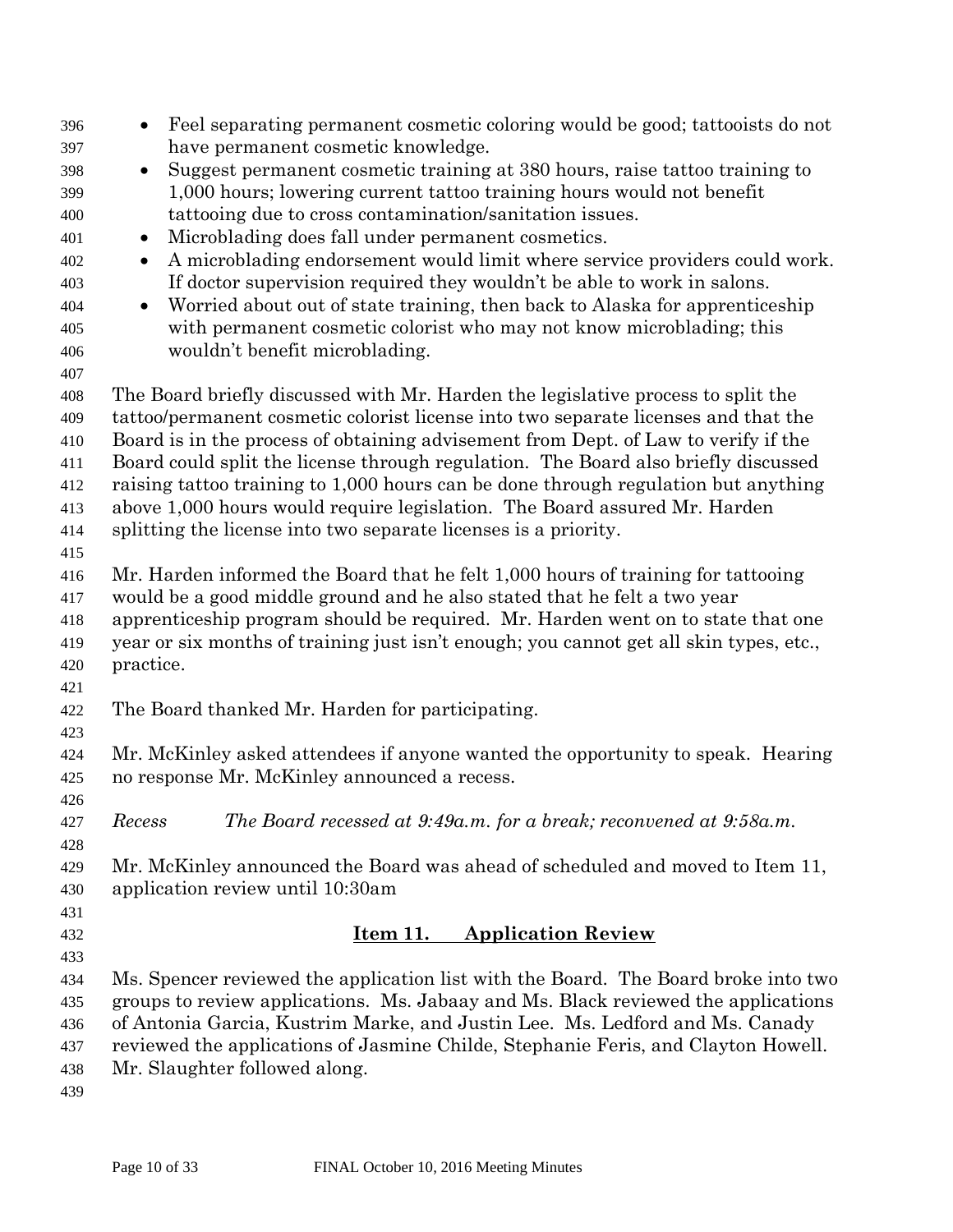- Feel separating permanent cosmetic coloring would be good; tattooists do not have permanent cosmetic knowledge.
- Suggest permanent cosmetic training at 380 hours, raise tattoo training to 1,000 hours; lowering current tattoo training hours would not benefit tattooing due to cross contamination/sanitation issues.
- Microblading does fall under permanent cosmetics.
- A microblading endorsement would limit where service providers could work. If doctor supervision required they wouldn't be able to work in salons.
- Worried about out of state training, then back to Alaska for apprenticeship with permanent cosmetic colorist who may not know microblading; this wouldn't benefit microblading.

The Board briefly discussed with Mr. Harden the legislative process to split the tattoo/permanent cosmetic colorist license into two separate licenses and that the Board is in the process of obtaining advisement from Dept. of Law to verify if the Board could split the license through regulation. The Board also briefly discussed raising tattoo training to 1,000 hours can be done through regulation but anything above 1,000 hours would require legislation. The Board assured Mr. Harden splitting the license into two separate licenses is a priority.

Mr. Harden informed the Board that he felt 1,000 hours of training for tattooing would be a good middle ground and he also stated that he felt a two year apprenticeship program should be required. Mr. Harden went on to state that one year or six months of training just isn't enough; you cannot get all skin types, etc., practice.

The Board thanked Mr. Harden for participating.

Mr. McKinley asked attendees if anyone wanted the opportunity to speak. Hearing no response Mr. McKinley announced a recess.

*Recess The Board recessed at 9:49a.m. for a break; reconvened at 9:58a.m.*

Mr. McKinley announced the Board was ahead of scheduled and moved to Item 11, application review until 10:30am

## Item 11. Application Review

Ms. Spencer reviewed the application list with the Board. The Board broke into two groups to review applications. Ms. Jabaay and Ms. Black reviewed the applications of Antonia Garcia, Kustrim Marke, and Justin Lee. Ms. Ledford and Ms. Canady reviewed the applications of Jasmine Childe, Stephanie Feris, and Clayton Howell. Mr. Slaughter followed along.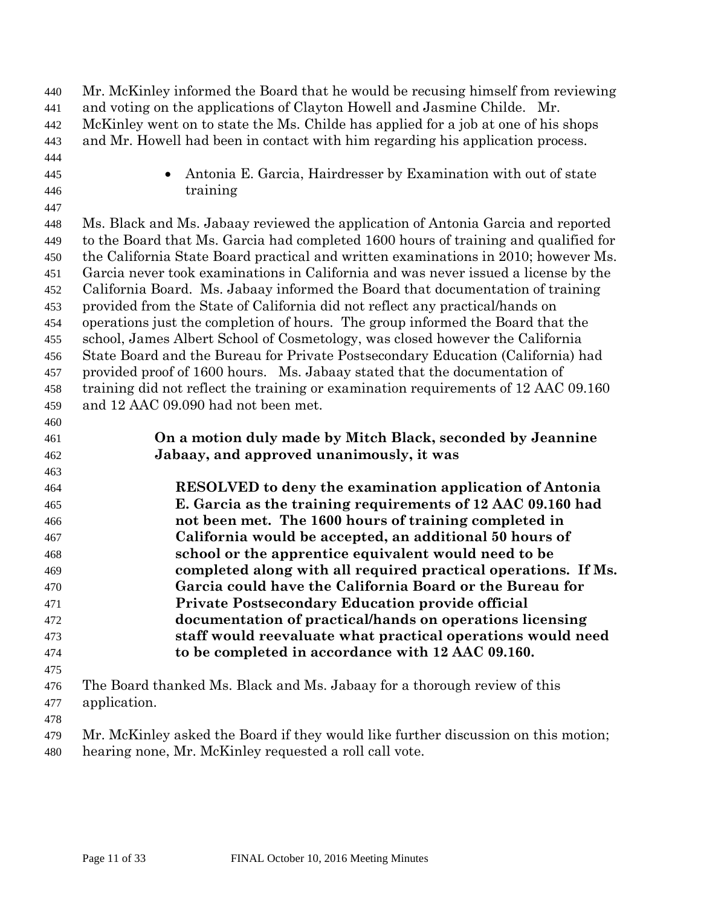Mr. McKinley informed the Board that he would be recusing himself from reviewing and voting on the applications of Clayton Howell and Jasmine Childe. Mr. McKinley went on to state the Ms. Childe has applied for a job at one of his shops and Mr. Howell had been in contact with him regarding his application process.

- Antonia E. Garcia, Hairdresser by Examination with out of state training

Ms. Black and Ms. Jabaay reviewed the application of Antonia Garcia and reported to the Board that Ms. Garcia had completed 1600 hours of training and qualified for the California State Board practical and written examinations in 2010; however Ms. Garcia never took examinations in California and was never issued a license by the California Board. Ms. Jabaay informed the Board that documentation of training provided from the State of California did not reflect any practical/hands on operations just the completion of hours. The group informed the Board that the school, James Albert School of Cosmetology, was closed however the California State Board and the Bureau for Private Postsecondary Education (California) had provided proof of 1600 hours. Ms. Jabaay stated that the documentation of training did not reflect the training or examination requirements of 12 AAC 09.160 and 12 AAC 09.090 had not been met.

**On a motion duly made by Mitch Black, seconded by Jeannine Jabaay, and approved unanimously, it was**

**RESOLVED to deny the examination application of Antonia E. Garcia as the training requirements of 12 AAC 09.160 had not been met. The 1600 hours of training completed in California would be accepted, an additional 50 hours of school or the apprentice equivalent would need to be completed along with all required practical operations. If Ms. Garcia could have the California Board or the Bureau for Private Postsecondary Education provide official documentation of practical/hands on operations licensing staff would reevaluate what practical operations would need to be completed in accordance with 12 AAC 09.160.**

The Board thanked Ms. Black and Ms. Jabaay for a thorough review of this application.

Mr. McKinley asked the Board if they would like further discussion on this motion; hearing none, Mr. McKinley requested a roll call vote.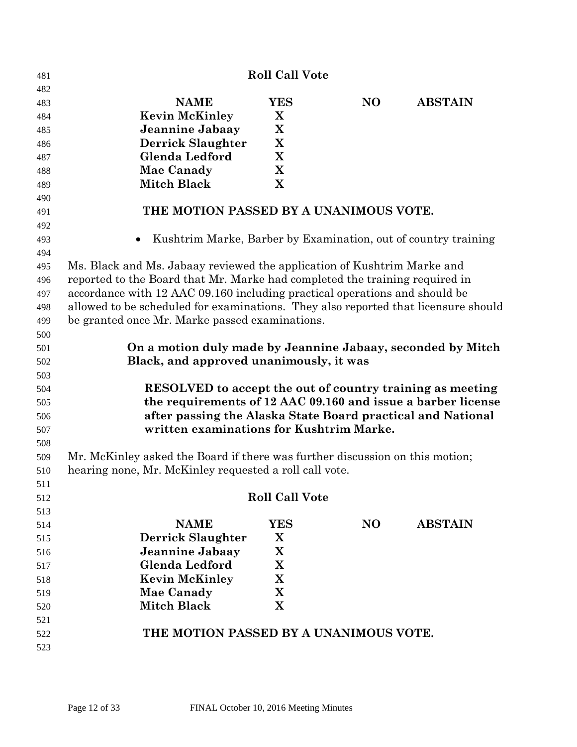**Roll Call Vote**

| NAME | YES | NO | ABSTAIN |
|---|---|---|---|
| Kevin McKinley | X | | |
| Jeannine Jabaay | X | | |
| Derrick Slaughter | X | | |
| Glenda Ledford | X | | |
| Mae Canady | X | | |
| Mitch Black | X | | |

**THE MOTION PASSED BY A UNANIMOUS VOTE.**

- Kushtrim Marke, Barber by Examination, out of country training

Ms. Black and Ms. Jabaay reviewed the application of Kushtrim Marke and reported to the Board that Mr. Marke had completed the training required in accordance with 12 AAC 09.160 including practical operations and should be allowed to be scheduled for examinations. They also reported that licensure should be granted once Mr. Marke passed examinations.

**On a motion duly made by Jeannine Jabaay, seconded by Mitch Black, and approved unanimously, it was**

**RESOLVED to accept the out of country training as meeting the requirements of 12 AAC 09.160 and issue a barber license after passing the Alaska State Board practical and National written examinations for Kushtrim Marke.**

Mr. McKinley asked the Board if there was further discussion on this motion; hearing none, Mr. McKinley requested a roll call vote.

**Roll Call Vote**

| NAME | YES | NO | ABSTAIN |
|---|---|---|---|
| Derrick Slaughter | X | | |
| Jeannine Jabaay | X | | |
| Glenda Ledford | X | | |
| Kevin McKinley | X | | |
| Mae Canady | X | | |
| Mitch Black | X | | |

**THE MOTION PASSED BY A UNANIMOUS VOTE.**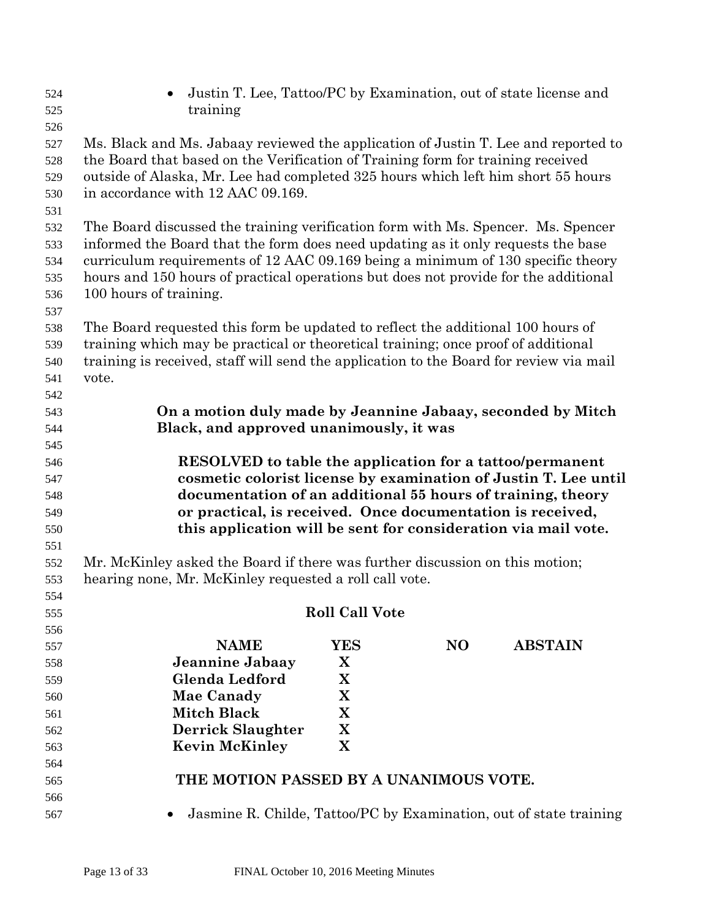- Justin T. Lee, Tattoo/PC by Examination, out of state license and training

Ms. Black and Ms. Jabaay reviewed the application of Justin T. Lee and reported to the Board that based on the Verification of Training form for training received outside of Alaska, Mr. Lee had completed 325 hours which left him short 55 hours in accordance with 12 AAC 09.169.

The Board discussed the training verification form with Ms. Spencer. Ms. Spencer informed the Board that the form does need updating as it only requests the base curriculum requirements of 12 AAC 09.169 being a minimum of 130 specific theory hours and 150 hours of practical operations but does not provide for the additional 100 hours of training.

The Board requested this form be updated to reflect the additional 100 hours of training which may be practical or theoretical training; once proof of additional training is received, staff will send the application to the Board for review via mail vote.

> **On a motion duly made by Jeannine Jabaay, seconded by Mitch Black, and approved unanimously, it was**
>
> **RESOLVED to table the application for a tattoo/permanent cosmetic colorist license by examination of Justin T. Lee until documentation of an additional 55 hours of training, theory or practical, is received. Once documentation is received, this application will be sent for consideration via mail vote.**

Mr. McKinley asked the Board if there was further discussion on this motion; hearing none, Mr. McKinley requested a roll call vote.

**Roll Call Vote**

| NAME | YES | NO | ABSTAIN |
|---|---|---|---|
| **Jeannine Jabaay** | X | | |
| **Glenda Ledford** | X | | |
| **Mae Canady** | X | | |
| **Mitch Black** | X | | |
| **Derrick Slaughter** | X | | |
| **Kevin McKinley** | X | | |

**THE MOTION PASSED BY A UNANIMOUS VOTE.**

- Jasmine R. Childe, Tattoo/PC by Examination, out of state training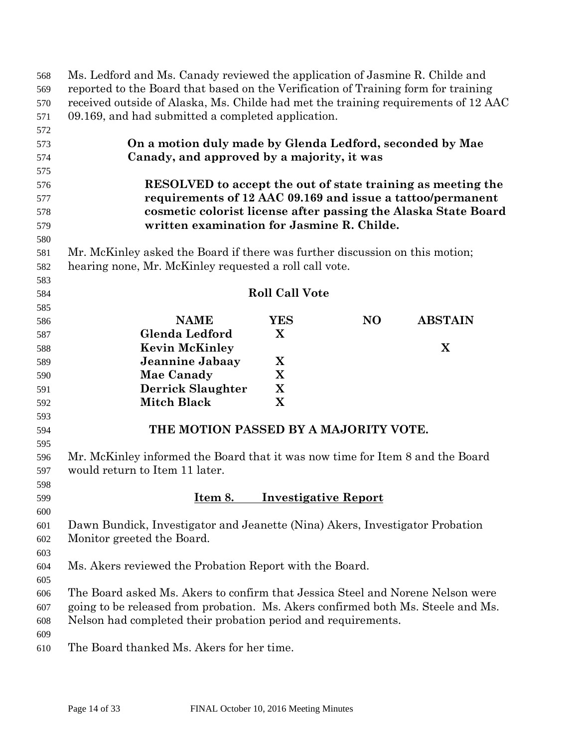Ms. Ledford and Ms. Canady reviewed the application of Jasmine R. Childe and reported to the Board that based on the Verification of Training form for training received outside of Alaska, Ms. Childe had met the training requirements of 12 AAC 09.169, and had submitted a completed application.

**On a motion duly made by Glenda Ledford, seconded by Mae Canady, and approved by a majority, it was**

**RESOLVED to accept the out of state training as meeting the requirements of 12 AAC 09.169 and issue a tattoo/permanent cosmetic colorist license after passing the Alaska State Board written examination for Jasmine R. Childe.**

Mr. McKinley asked the Board if there was further discussion on this motion; hearing none, Mr. McKinley requested a roll call vote.

**Roll Call Vote**

| NAME | YES | NO | ABSTAIN |
|---|---|---|---|
| Glenda Ledford | X | | |
| Kevin McKinley | | | X |
| Jeannine Jabaay | X | | |
| Mae Canady | X | | |
| Derrick Slaughter | X | | |
| Mitch Black | X | | |

**THE MOTION PASSED BY A MAJORITY VOTE.**

Mr. McKinley informed the Board that it was now time for Item 8 and the Board would return to Item 11 later.

## Item 8. Investigative Report

Dawn Bundick, Investigator and Jeanette (Nina) Akers, Investigator Probation Monitor greeted the Board.

Ms. Akers reviewed the Probation Report with the Board.

The Board asked Ms. Akers to confirm that Jessica Steel and Norene Nelson were going to be released from probation. Ms. Akers confirmed both Ms. Steele and Ms. Nelson had completed their probation period and requirements.

The Board thanked Ms. Akers for her time.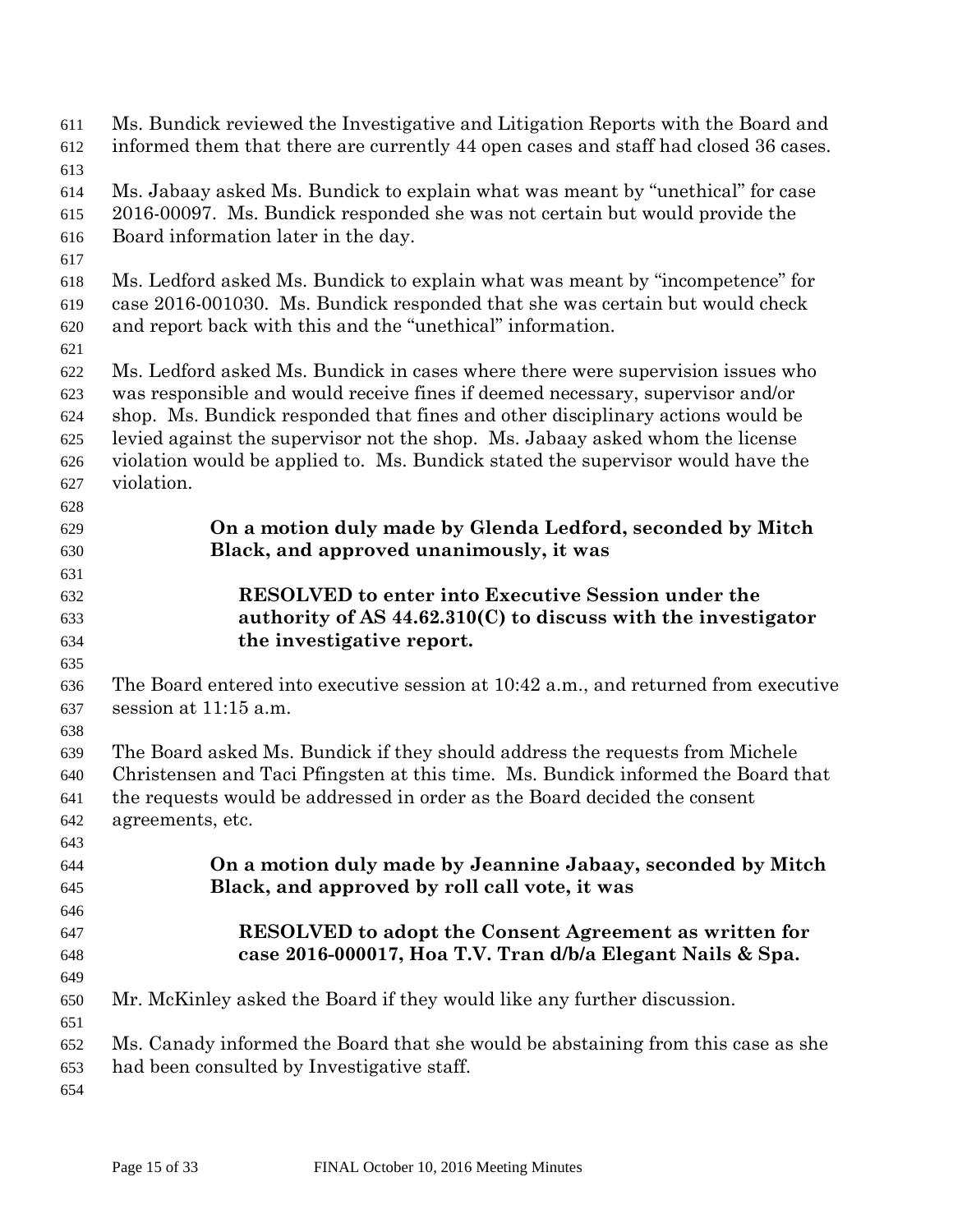Ms. Bundick reviewed the Investigative and Litigation Reports with the Board and informed them that there are currently 44 open cases and staff had closed 36 cases.

Ms. Jabaay asked Ms. Bundick to explain what was meant by "unethical" for case 2016-00097. Ms. Bundick responded she was not certain but would provide the Board information later in the day.

Ms. Ledford asked Ms. Bundick to explain what was meant by "incompetence" for case 2016-001030. Ms. Bundick responded that she was certain but would check and report back with this and the "unethical" information.

Ms. Ledford asked Ms. Bundick in cases where there were supervision issues who was responsible and would receive fines if deemed necessary, supervisor and/or shop. Ms. Bundick responded that fines and other disciplinary actions would be levied against the supervisor not the shop. Ms. Jabaay asked whom the license violation would be applied to. Ms. Bundick stated the supervisor would have the violation.

> **On a motion duly made by Glenda Ledford, seconded by Mitch Black, and approved unanimously, it was**
>
> > **RESOLVED to enter into Executive Session under the authority of AS 44.62.310(C) to discuss with the investigator the investigative report.**

The Board entered into executive session at 10:42 a.m., and returned from executive session at 11:15 a.m.

The Board asked Ms. Bundick if they should address the requests from Michele Christensen and Taci Pfingsten at this time. Ms. Bundick informed the Board that the requests would be addressed in order as the Board decided the consent agreements, etc.

> **On a motion duly made by Jeannine Jabaay, seconded by Mitch Black, and approved by roll call vote, it was**
>
> > **RESOLVED to adopt the Consent Agreement as written for case 2016-000017, Hoa T.V. Tran d/b/a Elegant Nails & Spa.**

Mr. McKinley asked the Board if they would like any further discussion.

Ms. Canady informed the Board that she would be abstaining from this case as she had been consulted by Investigative staff.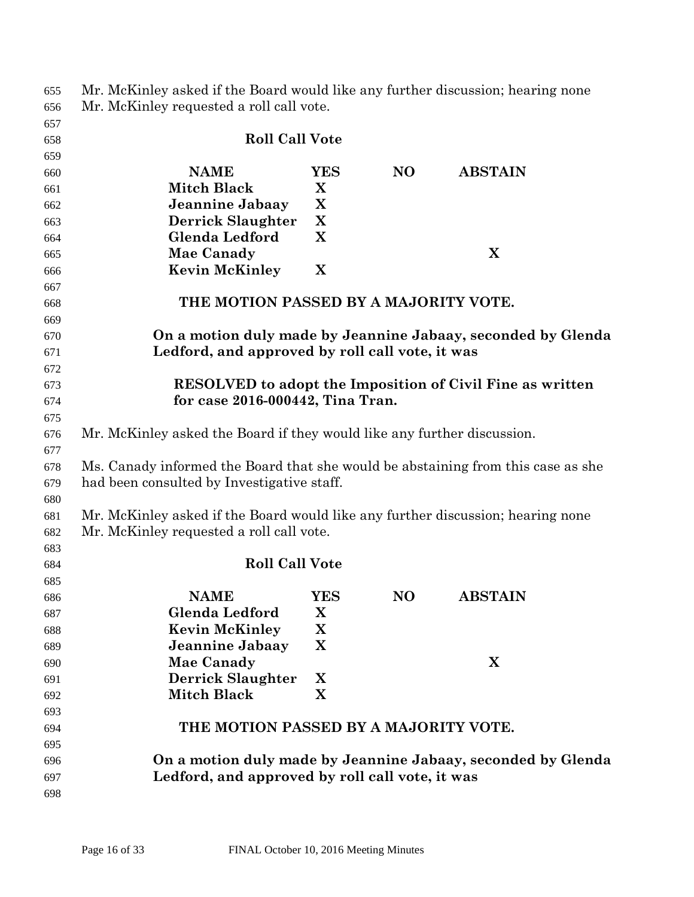Mr. McKinley asked if the Board would like any further discussion; hearing none Mr. McKinley requested a roll call vote.

**Roll Call Vote**

| NAME | YES | NO | ABSTAIN |
|---|---|---|---|
| Mitch Black | X | | |
| Jeannine Jabaay | X | | |
| Derrick Slaughter | X | | |
| Glenda Ledford | X | | |
| Mae Canady | | | X |
| Kevin McKinley | X | | |

**THE MOTION PASSED BY A MAJORITY VOTE.**

**On a motion duly made by Jeannine Jabaay, seconded by Glenda Ledford, and approved by roll call vote, it was**

**RESOLVED to adopt the Imposition of Civil Fine as written for case 2016-000442, Tina Tran.**

Mr. McKinley asked the Board if they would like any further discussion.

Ms. Canady informed the Board that she would be abstaining from this case as she had been consulted by Investigative staff.

Mr. McKinley asked if the Board would like any further discussion; hearing none Mr. McKinley requested a roll call vote.

**Roll Call Vote**

| NAME | YES | NO | ABSTAIN |
|---|---|---|---|
| Glenda Ledford | X | | |
| Kevin McKinley | X | | |
| Jeannine Jabaay | X | | |
| Mae Canady | | | X |
| Derrick Slaughter | X | | |
| Mitch Black | X | | |

**THE MOTION PASSED BY A MAJORITY VOTE.**

**On a motion duly made by Jeannine Jabaay, seconded by Glenda Ledford, and approved by roll call vote, it was**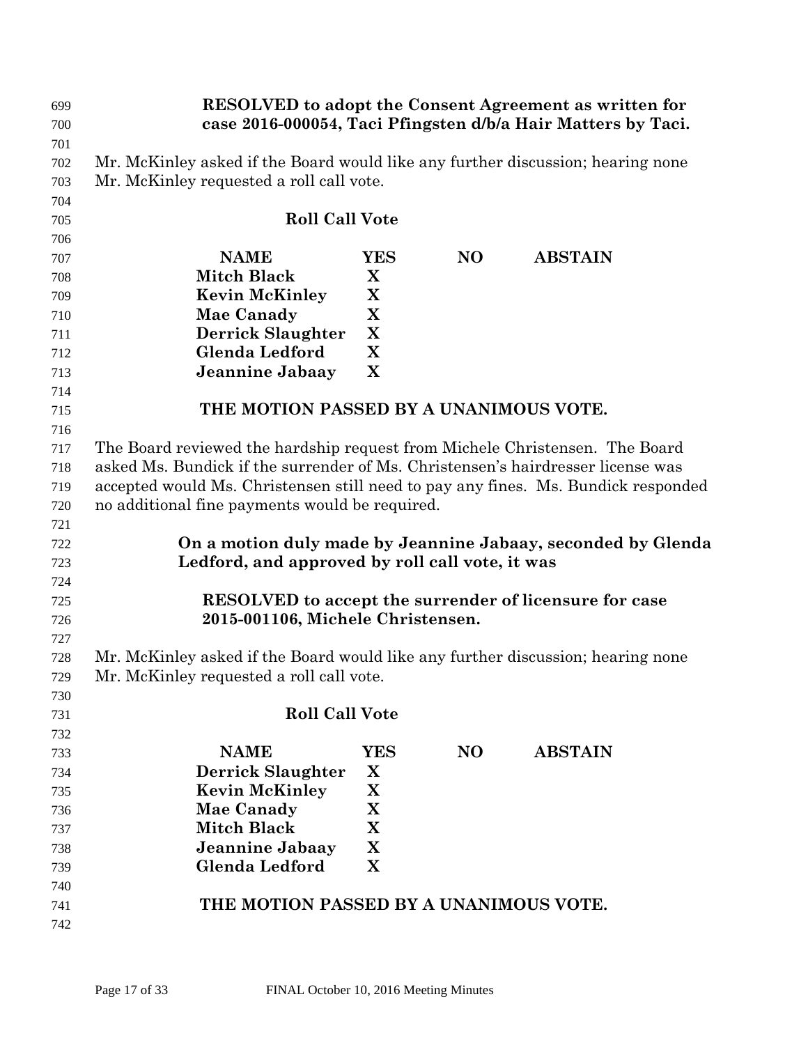**RESOLVED to adopt the Consent Agreement as written for case 2016-000054, Taci Pfingsten d/b/a Hair Matters by Taci.**

Mr. McKinley asked if the Board would like any further discussion; hearing none Mr. McKinley requested a roll call vote.

**Roll Call Vote**

| NAME | YES | NO | ABSTAIN |
|---|---|---|---|
| Mitch Black | X | | |
| Kevin McKinley | X | | |
| Mae Canady | X | | |
| Derrick Slaughter | X | | |
| Glenda Ledford | X | | |
| Jeannine Jabaay | X | | |

**THE MOTION PASSED BY A UNANIMOUS VOTE.**

The Board reviewed the hardship request from Michele Christensen. The Board asked Ms. Bundick if the surrender of Ms. Christensen's hairdresser license was accepted would Ms. Christensen still need to pay any fines. Ms. Bundick responded no additional fine payments would be required.

**On a motion duly made by Jeannine Jabaay, seconded by Glenda Ledford, and approved by roll call vote, it was**

**RESOLVED to accept the surrender of licensure for case 2015-001106, Michele Christensen.**

Mr. McKinley asked if the Board would like any further discussion; hearing none Mr. McKinley requested a roll call vote.

**Roll Call Vote**

| NAME | YES | NO | ABSTAIN |
|---|---|---|---|
| Derrick Slaughter | X | | |
| Kevin McKinley | X | | |
| Mae Canady | X | | |
| Mitch Black | X | | |
| Jeannine Jabaay | X | | |
| Glenda Ledford | X | | |

**THE MOTION PASSED BY A UNANIMOUS VOTE.**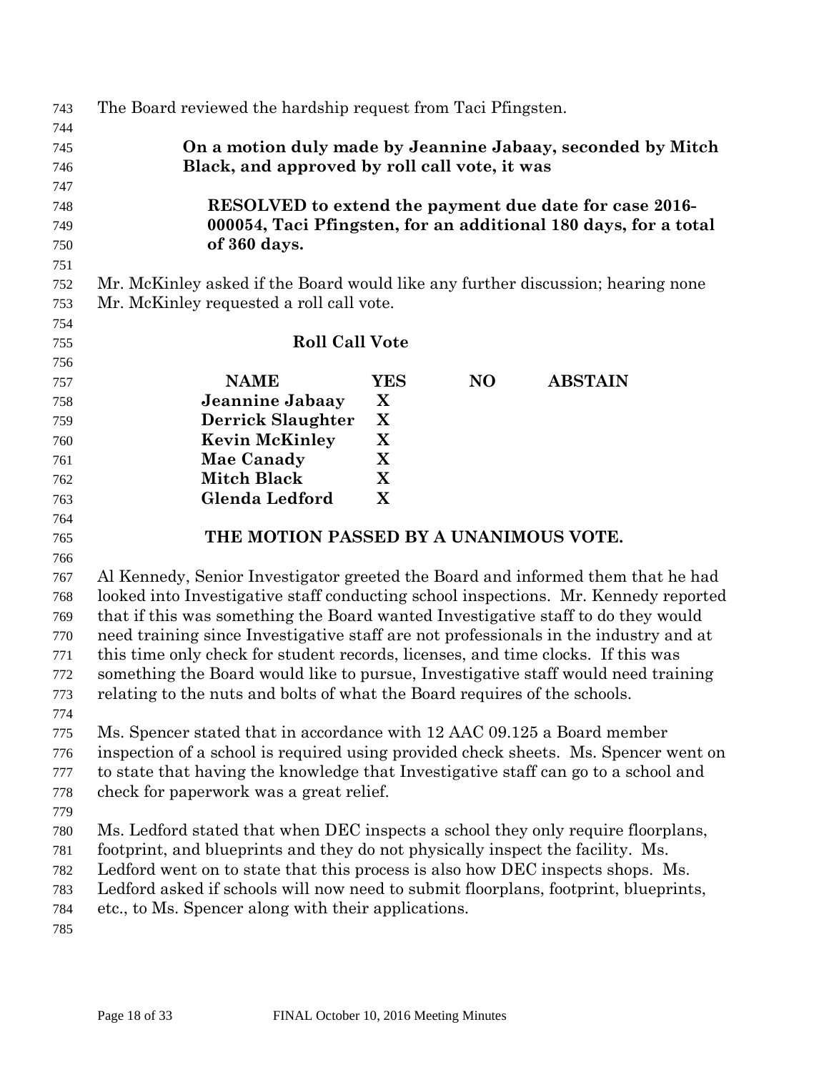The Board reviewed the hardship request from Taci Pfingsten.

**On a motion duly made by Jeannine Jabaay, seconded by Mitch Black, and approved by roll call vote, it was**

**RESOLVED to extend the payment due date for case 2016-000054, Taci Pfingsten, for an additional 180 days, for a total of 360 days.**

Mr. McKinley asked if the Board would like any further discussion; hearing none Mr. McKinley requested a roll call vote.

**Roll Call Vote**

| NAME | YES | NO | ABSTAIN |
|---|---|---|---|
| **Jeannine Jabaay** | **X** | | |
| **Derrick Slaughter** | **X** | | |
| **Kevin McKinley** | **X** | | |
| **Mae Canady** | **X** | | |
| **Mitch Black** | **X** | | |
| **Glenda Ledford** | **X** | | |

**THE MOTION PASSED BY A UNANIMOUS VOTE.**

Al Kennedy, Senior Investigator greeted the Board and informed them that he had looked into Investigative staff conducting school inspections. Mr. Kennedy reported that if this was something the Board wanted Investigative staff to do they would need training since Investigative staff are not professionals in the industry and at this time only check for student records, licenses, and time clocks. If this was something the Board would like to pursue, Investigative staff would need training relating to the nuts and bolts of what the Board requires of the schools.

Ms. Spencer stated that in accordance with 12 AAC 09.125 a Board member inspection of a school is required using provided check sheets. Ms. Spencer went on to state that having the knowledge that Investigative staff can go to a school and check for paperwork was a great relief.

Ms. Ledford stated that when DEC inspects a school they only require floorplans, footprint, and blueprints and they do not physically inspect the facility. Ms. Ledford went on to state that this process is also how DEC inspects shops. Ms. Ledford asked if schools will now need to submit floorplans, footprint, blueprints, etc., to Ms. Spencer along with their applications.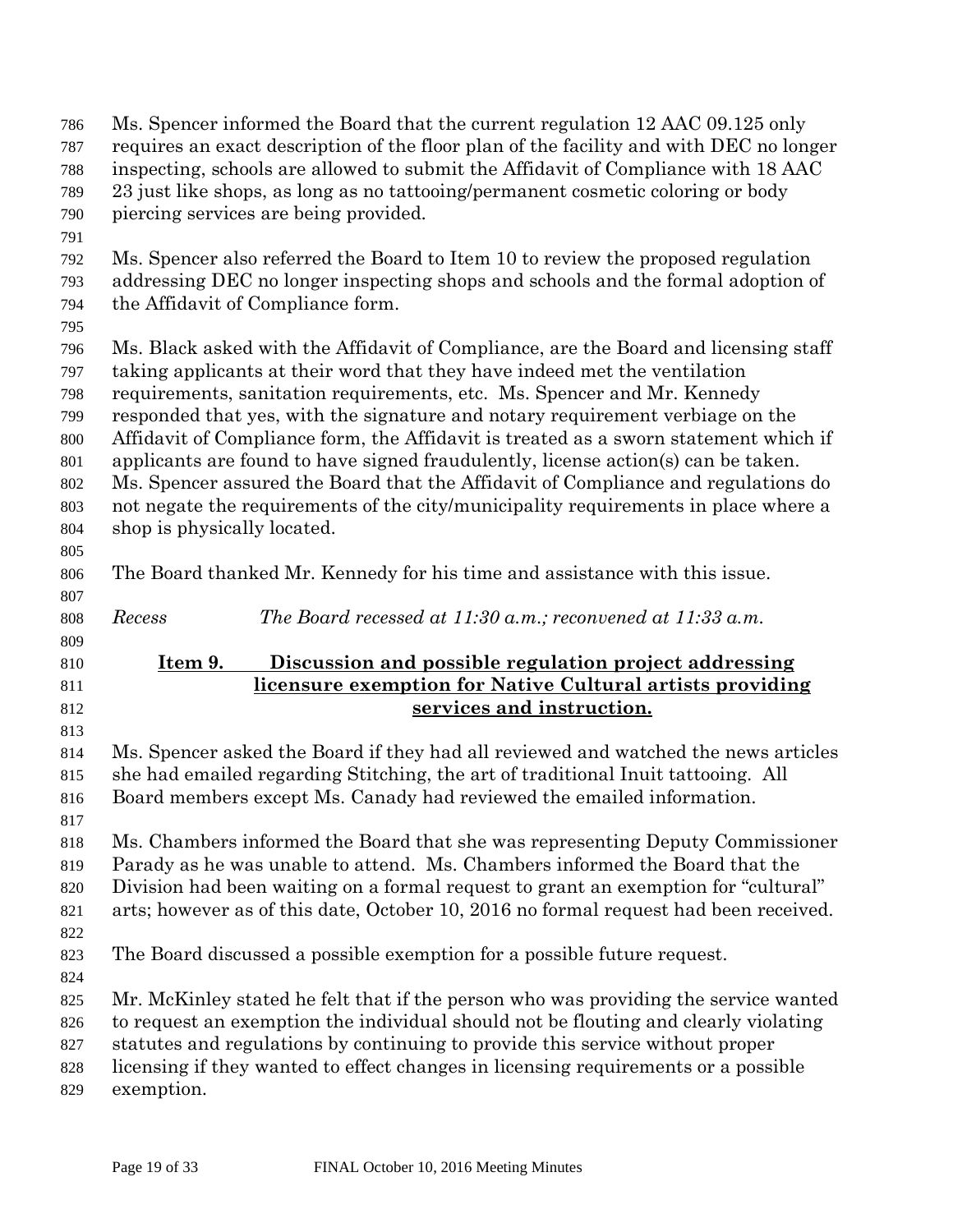Ms. Spencer informed the Board that the current regulation 12 AAC 09.125 only requires an exact description of the floor plan of the facility and with DEC no longer inspecting, schools are allowed to submit the Affidavit of Compliance with 18 AAC 23 just like shops, as long as no tattooing/permanent cosmetic coloring or body piercing services are being provided.

Ms. Spencer also referred the Board to Item 10 to review the proposed regulation addressing DEC no longer inspecting shops and schools and the formal adoption of the Affidavit of Compliance form.

Ms. Black asked with the Affidavit of Compliance, are the Board and licensing staff taking applicants at their word that they have indeed met the ventilation requirements, sanitation requirements, etc. Ms. Spencer and Mr. Kennedy responded that yes, with the signature and notary requirement verbiage on the Affidavit of Compliance form, the Affidavit is treated as a sworn statement which if applicants are found to have signed fraudulently, license action(s) can be taken. Ms. Spencer assured the Board that the Affidavit of Compliance and regulations do not negate the requirements of the city/municipality requirements in place where a shop is physically located.

The Board thanked Mr. Kennedy for his time and assistance with this issue.

*Recess* *The Board recessed at 11:30 a.m.; reconvened at 11:33 a.m.*

## Item 9. Discussion and possible regulation project addressing licensure exemption for Native Cultural artists providing services and instruction.

Ms. Spencer asked the Board if they had all reviewed and watched the news articles she had emailed regarding Stitching, the art of traditional Inuit tattooing. All Board members except Ms. Canady had reviewed the emailed information.

Ms. Chambers informed the Board that she was representing Deputy Commissioner Parady as he was unable to attend. Ms. Chambers informed the Board that the Division had been waiting on a formal request to grant an exemption for "cultural" arts; however as of this date, October 10, 2016 no formal request had been received.

The Board discussed a possible exemption for a possible future request.

Mr. McKinley stated he felt that if the person who was providing the service wanted to request an exemption the individual should not be flouting and clearly violating statutes and regulations by continuing to provide this service without proper licensing if they wanted to effect changes in licensing requirements or a possible exemption.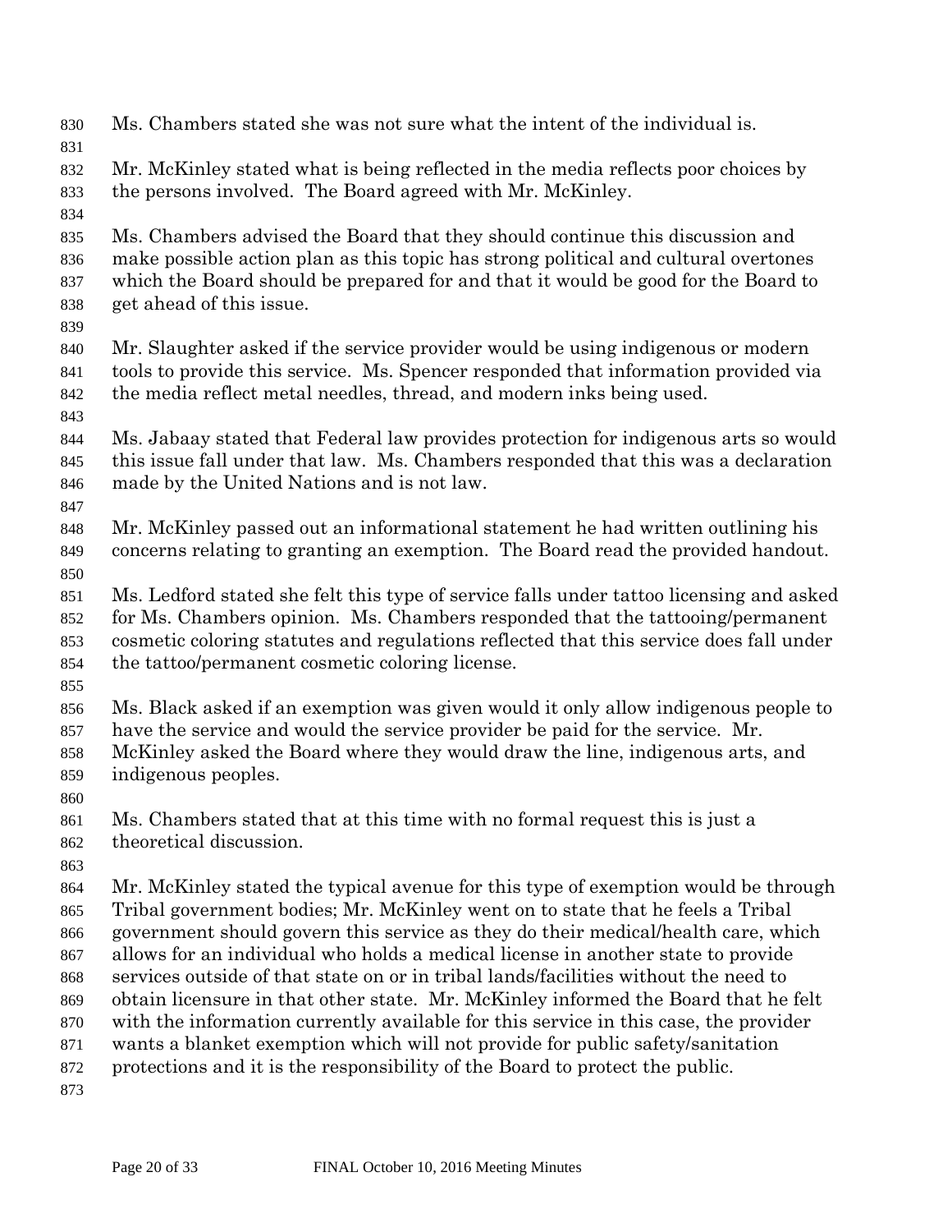Ms. Chambers stated she was not sure what the intent of the individual is.

Mr. McKinley stated what is being reflected in the media reflects poor choices by the persons involved. The Board agreed with Mr. McKinley.

Ms. Chambers advised the Board that they should continue this discussion and make possible action plan as this topic has strong political and cultural overtones which the Board should be prepared for and that it would be good for the Board to get ahead of this issue.

Mr. Slaughter asked if the service provider would be using indigenous or modern tools to provide this service. Ms. Spencer responded that information provided via the media reflect metal needles, thread, and modern inks being used.

Ms. Jabaay stated that Federal law provides protection for indigenous arts so would this issue fall under that law. Ms. Chambers responded that this was a declaration made by the United Nations and is not law.

Mr. McKinley passed out an informational statement he had written outlining his concerns relating to granting an exemption. The Board read the provided handout.

Ms. Ledford stated she felt this type of service falls under tattoo licensing and asked for Ms. Chambers opinion. Ms. Chambers responded that the tattooing/permanent cosmetic coloring statutes and regulations reflected that this service does fall under the tattoo/permanent cosmetic coloring license.

Ms. Black asked if an exemption was given would it only allow indigenous people to have the service and would the service provider be paid for the service. Mr. McKinley asked the Board where they would draw the line, indigenous arts, and indigenous peoples.

Ms. Chambers stated that at this time with no formal request this is just a theoretical discussion.

Mr. McKinley stated the typical avenue for this type of exemption would be through Tribal government bodies; Mr. McKinley went on to state that he feels a Tribal government should govern this service as they do their medical/health care, which allows for an individual who holds a medical license in another state to provide services outside of that state on or in tribal lands/facilities without the need to obtain licensure in that other state. Mr. McKinley informed the Board that he felt with the information currently available for this service in this case, the provider wants a blanket exemption which will not provide for public safety/sanitation protections and it is the responsibility of the Board to protect the public.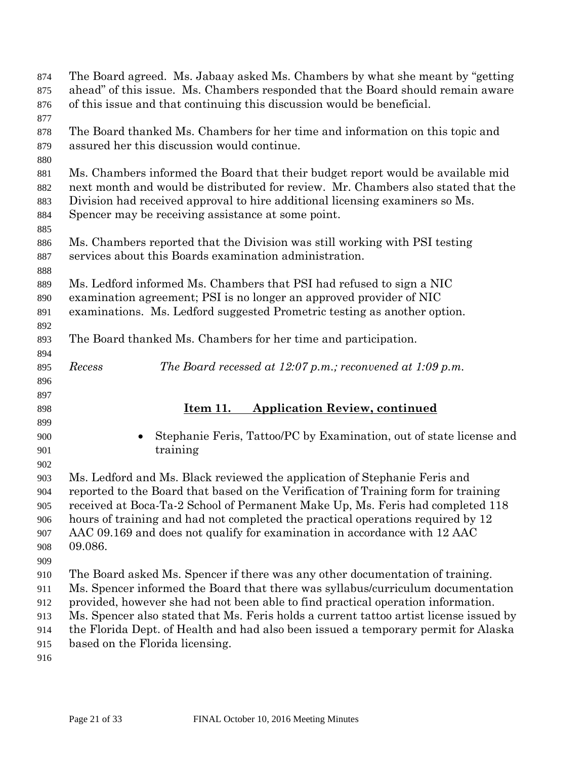The Board agreed. Ms. Jabaay asked Ms. Chambers by what she meant by "getting ahead" of this issue. Ms. Chambers responded that the Board should remain aware of this issue and that continuing this discussion would be beneficial.

The Board thanked Ms. Chambers for her time and information on this topic and assured her this discussion would continue.

Ms. Chambers informed the Board that their budget report would be available mid next month and would be distributed for review. Mr. Chambers also stated that the Division had received approval to hire additional licensing examiners so Ms. Spencer may be receiving assistance at some point.

Ms. Chambers reported that the Division was still working with PSI testing services about this Boards examination administration.

Ms. Ledford informed Ms. Chambers that PSI had refused to sign a NIC examination agreement; PSI is no longer an approved provider of NIC examinations. Ms. Ledford suggested Prometric testing as another option.

The Board thanked Ms. Chambers for her time and participation.

*Recess* *The Board recessed at 12:07 p.m.; reconvened at 1:09 p.m.*

## Item 11. Application Review, continued

- Stephanie Feris, Tattoo/PC by Examination, out of state license and training

Ms. Ledford and Ms. Black reviewed the application of Stephanie Feris and reported to the Board that based on the Verification of Training form for training received at Boca-Ta-2 School of Permanent Make Up, Ms. Feris had completed 118 hours of training and had not completed the practical operations required by 12 AAC 09.169 and does not qualify for examination in accordance with 12 AAC 09.086.

The Board asked Ms. Spencer if there was any other documentation of training. Ms. Spencer informed the Board that there was syllabus/curriculum documentation provided, however she had not been able to find practical operation information. Ms. Spencer also stated that Ms. Feris holds a current tattoo artist license issued by the Florida Dept. of Health and had also been issued a temporary permit for Alaska based on the Florida licensing.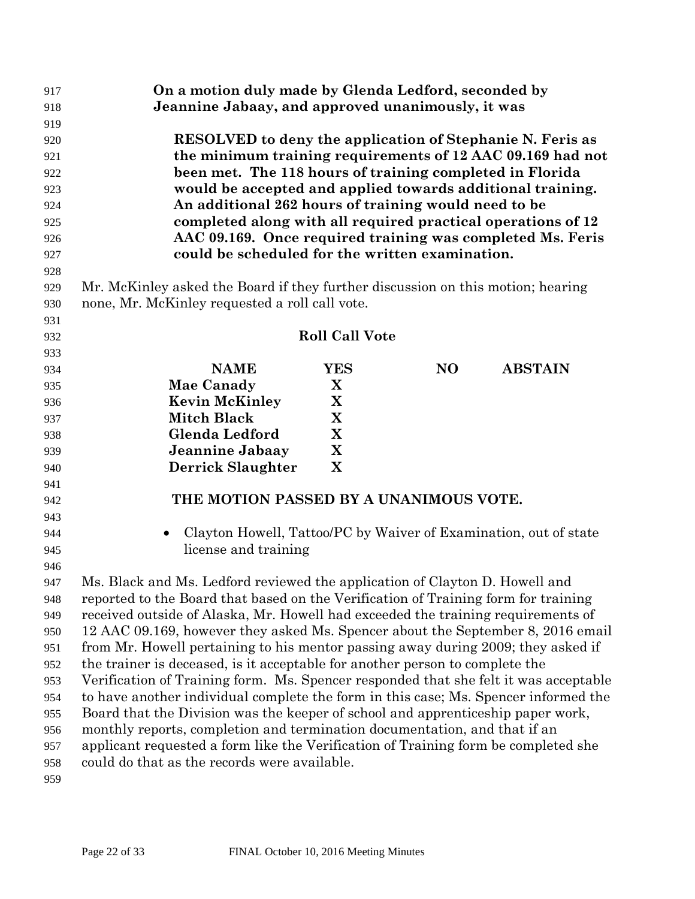**On a motion duly made by Glenda Ledford, seconded by Jeannine Jabaay, and approved unanimously, it was**

**RESOLVED to deny the application of Stephanie N. Feris as the minimum training requirements of 12 AAC 09.169 had not been met. The 118 hours of training completed in Florida would be accepted and applied towards additional training. An additional 262 hours of training would need to be completed along with all required practical operations of 12 AAC 09.169. Once required training was completed Ms. Feris could be scheduled for the written examination.**

Mr. McKinley asked the Board if they further discussion on this motion; hearing none, Mr. McKinley requested a roll call vote.

**Roll Call Vote**

| NAME | YES | NO | ABSTAIN |
|---|---|---|---|
| Mae Canady | X | | |
| Kevin McKinley | X | | |
| Mitch Black | X | | |
| Glenda Ledford | X | | |
| Jeannine Jabaay | X | | |
| Derrick Slaughter | X | | |

**THE MOTION PASSED BY A UNANIMOUS VOTE.**

- Clayton Howell, Tattoo/PC by Waiver of Examination, out of state license and training

Ms. Black and Ms. Ledford reviewed the application of Clayton D. Howell and reported to the Board that based on the Verification of Training form for training received outside of Alaska, Mr. Howell had exceeded the training requirements of 12 AAC 09.169, however they asked Ms. Spencer about the September 8, 2016 email from Mr. Howell pertaining to his mentor passing away during 2009; they asked if the trainer is deceased, is it acceptable for another person to complete the Verification of Training form. Ms. Spencer responded that she felt it was acceptable to have another individual complete the form in this case; Ms. Spencer informed the Board that the Division was the keeper of school and apprenticeship paper work, monthly reports, completion and termination documentation, and that if an applicant requested a form like the Verification of Training form be completed she could do that as the records were available.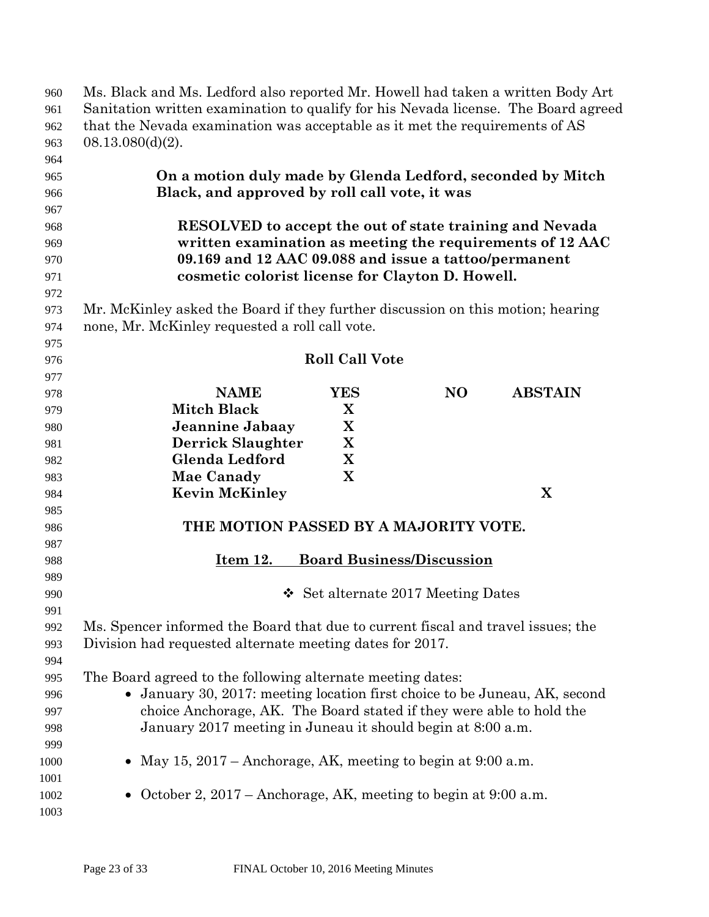Ms. Black and Ms. Ledford also reported Mr. Howell had taken a written Body Art Sanitation written examination to qualify for his Nevada license. The Board agreed that the Nevada examination was acceptable as it met the requirements of AS 08.13.080(d)(2).

**On a motion duly made by Glenda Ledford, seconded by Mitch Black, and approved by roll call vote, it was**

**RESOLVED to accept the out of state training and Nevada written examination as meeting the requirements of 12 AAC 09.169 and 12 AAC 09.088 and issue a tattoo/permanent cosmetic colorist license for Clayton D. Howell.**

Mr. McKinley asked the Board if they further discussion on this motion; hearing none, Mr. McKinley requested a roll call vote.

**Roll Call Vote**

| NAME | YES | NO | ABSTAIN |
|---|---|---|---|
| Mitch Black | X | | |
| Jeannine Jabaay | X | | |
| Derrick Slaughter | X | | |
| Glenda Ledford | X | | |
| Mae Canady | X | | |
| Kevin McKinley | | | X |

**THE MOTION PASSED BY A MAJORITY VOTE.**

## Item 12. Board Business/Discussion

❖ Set alternate 2017 Meeting Dates

Ms. Spencer informed the Board that due to current fiscal and travel issues; the Division had requested alternate meeting dates for 2017.

The Board agreed to the following alternate meeting dates:

- January 30, 2017: meeting location first choice to be Juneau, AK, second choice Anchorage, AK. The Board stated if they were able to hold the January 2017 meeting in Juneau it should begin at 8:00 a.m.

- May 15, 2017 – Anchorage, AK, meeting to begin at 9:00 a.m.

- October 2, 2017 – Anchorage, AK, meeting to begin at 9:00 a.m.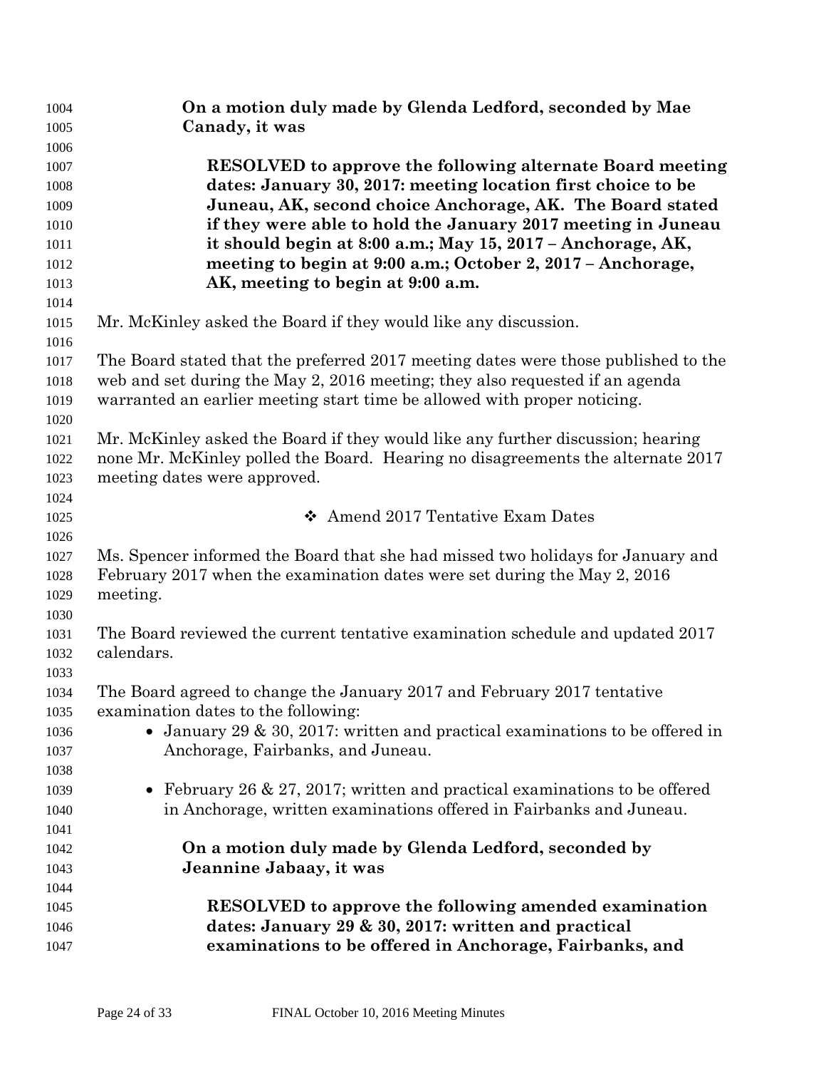**On a motion duly made by Glenda Ledford, seconded by Mae Canady, it was**

> **RESOLVED to approve the following alternate Board meeting dates: January 30, 2017: meeting location first choice to be Juneau, AK, second choice Anchorage, AK. The Board stated if they were able to hold the January 2017 meeting in Juneau it should begin at 8:00 a.m.; May 15, 2017 – Anchorage, AK, meeting to begin at 9:00 a.m.; October 2, 2017 – Anchorage, AK, meeting to begin at 9:00 a.m.**

Mr. McKinley asked the Board if they would like any discussion.

The Board stated that the preferred 2017 meeting dates were those published to the web and set during the May 2, 2016 meeting; they also requested if an agenda warranted an earlier meeting start time be allowed with proper noticing.

Mr. McKinley asked the Board if they would like any further discussion; hearing none Mr. McKinley polled the Board. Hearing no disagreements the alternate 2017 meeting dates were approved.

❖ Amend 2017 Tentative Exam Dates

Ms. Spencer informed the Board that she had missed two holidays for January and February 2017 when the examination dates were set during the May 2, 2016 meeting.

The Board reviewed the current tentative examination schedule and updated 2017 calendars.

The Board agreed to change the January 2017 and February 2017 tentative examination dates to the following:

- January 29 & 30, 2017: written and practical examinations to be offered in Anchorage, Fairbanks, and Juneau.

- February 26 & 27, 2017; written and practical examinations to be offered in Anchorage, written examinations offered in Fairbanks and Juneau.

**On a motion duly made by Glenda Ledford, seconded by Jeannine Jabaay, it was**

> **RESOLVED to approve the following amended examination dates: January 29 & 30, 2017: written and practical examinations to be offered in Anchorage, Fairbanks, and**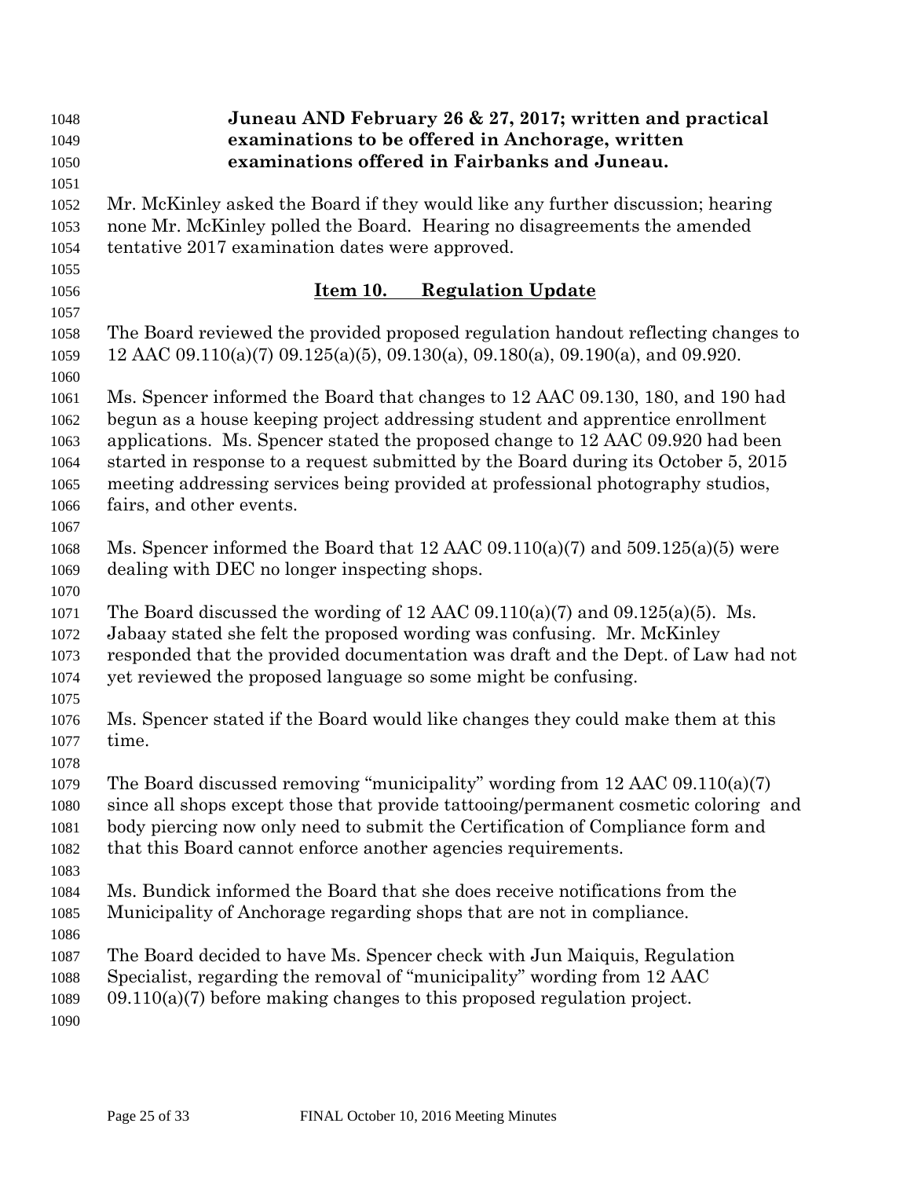**Juneau AND February 26 & 27, 2017; written and practical examinations to be offered in Anchorage, written examinations offered in Fairbanks and Juneau.**

Mr. McKinley asked the Board if they would like any further discussion; hearing none Mr. McKinley polled the Board. Hearing no disagreements the amended tentative 2017 examination dates were approved.

## Item 10. Regulation Update

The Board reviewed the provided proposed regulation handout reflecting changes to 12 AAC 09.110(a)(7) 09.125(a)(5), 09.130(a), 09.180(a), 09.190(a), and 09.920.

Ms. Spencer informed the Board that changes to 12 AAC 09.130, 180, and 190 had begun as a house keeping project addressing student and apprentice enrollment applications. Ms. Spencer stated the proposed change to 12 AAC 09.920 had been started in response to a request submitted by the Board during its October 5, 2015 meeting addressing services being provided at professional photography studios, fairs, and other events.

Ms. Spencer informed the Board that 12 AAC 09.110(a)(7) and 509.125(a)(5) were dealing with DEC no longer inspecting shops.

The Board discussed the wording of 12 AAC 09.110(a)(7) and 09.125(a)(5). Ms. Jabaay stated she felt the proposed wording was confusing. Mr. McKinley responded that the provided documentation was draft and the Dept. of Law had not yet reviewed the proposed language so some might be confusing.

Ms. Spencer stated if the Board would like changes they could make them at this time.

The Board discussed removing "municipality" wording from 12 AAC 09.110(a)(7) since all shops except those that provide tattooing/permanent cosmetic coloring and body piercing now only need to submit the Certification of Compliance form and that this Board cannot enforce another agencies requirements.

Ms. Bundick informed the Board that she does receive notifications from the Municipality of Anchorage regarding shops that are not in compliance.

The Board decided to have Ms. Spencer check with Jun Maiquis, Regulation Specialist, regarding the removal of "municipality" wording from 12 AAC 09.110(a)(7) before making changes to this proposed regulation project.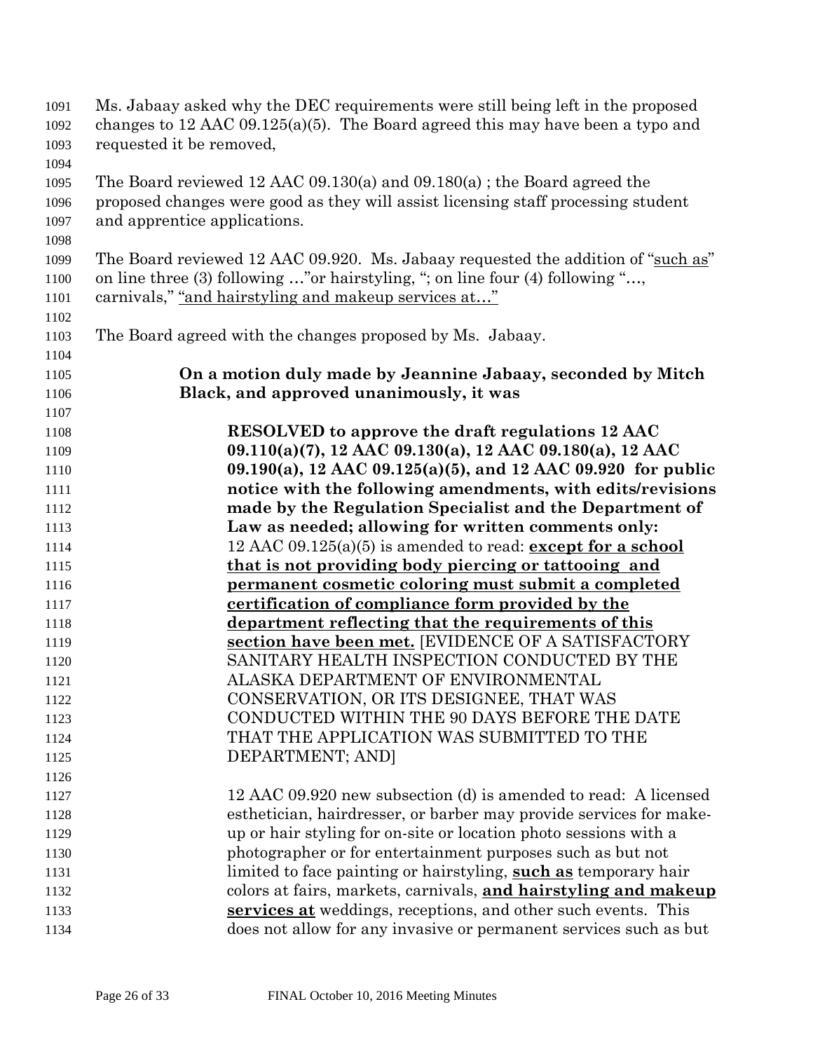Ms. Jabaay asked why the DEC requirements were still being left in the proposed changes to 12 AAC 09.125(a)(5). The Board agreed this may have been a typo and requested it be removed,

The Board reviewed 12 AAC 09.130(a) and 09.180(a) ; the Board agreed the proposed changes were good as they will assist licensing staff processing student and apprentice applications.

The Board reviewed 12 AAC 09.920. Ms. Jabaay requested the addition of "<u>such as</u>" on line three (3) following …"or hairstyling, "; on line four (4) following "…, carnivals," <u>"and hairstyling and makeup services at…"</u>

The Board agreed with the changes proposed by Ms. Jabaay.

**On a motion duly made by Jeannine Jabaay, seconded by Mitch Black, and approved unanimously, it was**

**RESOLVED to approve the draft regulations 12 AAC 09.110(a)(7), 12 AAC 09.130(a), 12 AAC 09.180(a), 12 AAC 09.190(a), 12 AAC 09.125(a)(5), and 12 AAC 09.920 for public notice with the following amendments, with edits/revisions made by the Regulation Specialist and the Department of Law as needed; allowing for written comments only:**

12 AAC 09.125(a)(5) is amended to read: **<u>except for a school that is not providing body piercing or tattooing and permanent cosmetic coloring must submit a completed certification of compliance form provided by the department reflecting that the requirements of this section have been met.</u>** [EVIDENCE OF A SATISFACTORY SANITARY HEALTH INSPECTION CONDUCTED BY THE ALASKA DEPARTMENT OF ENVIRONMENTAL CONSERVATION, OR ITS DESIGNEE, THAT WAS CONDUCTED WITHIN THE 90 DAYS BEFORE THE DATE THAT THE APPLICATION WAS SUBMITTED TO THE DEPARTMENT; AND]

12 AAC 09.920 new subsection (d) is amended to read: A licensed esthetician, hairdresser, or barber may provide services for make-up or hair styling for on-site or location photo sessions with a photographer or for entertainment purposes such as but not limited to face painting or hairstyling, **<u>such as</u>** temporary hair colors at fairs, markets, carnivals, **<u>and hairstyling and makeup services at</u>** weddings, receptions, and other such events. This does not allow for any invasive or permanent services such as but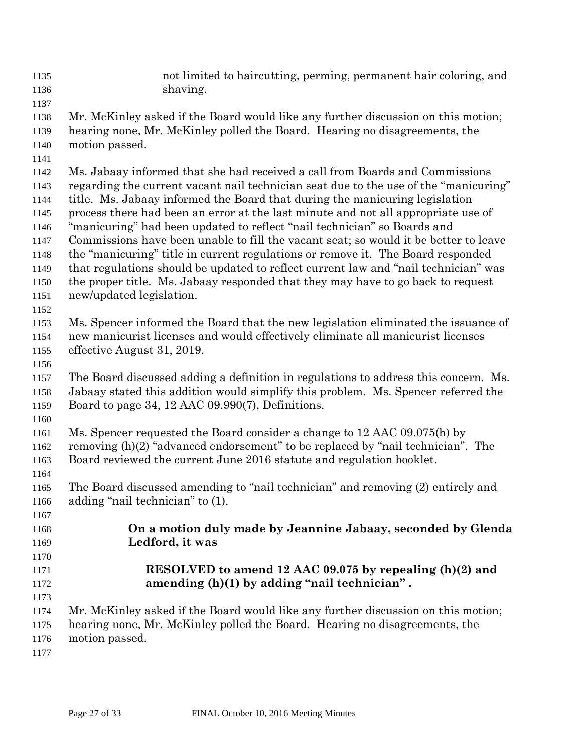not limited to haircutting, perming, permanent hair coloring, and shaving.

Mr. McKinley asked if the Board would like any further discussion on this motion; hearing none, Mr. McKinley polled the Board. Hearing no disagreements, the motion passed.

Ms. Jabaay informed that she had received a call from Boards and Commissions regarding the current vacant nail technician seat due to the use of the "manicuring" title. Ms. Jabaay informed the Board that during the manicuring legislation process there had been an error at the last minute and not all appropriate use of "manicuring" had been updated to reflect "nail technician" so Boards and Commissions have been unable to fill the vacant seat; so would it be better to leave the "manicuring" title in current regulations or remove it. The Board responded that regulations should be updated to reflect current law and "nail technician" was the proper title. Ms. Jabaay responded that they may have to go back to request new/updated legislation.

Ms. Spencer informed the Board that the new legislation eliminated the issuance of new manicurist licenses and would effectively eliminate all manicurist licenses effective August 31, 2019.

The Board discussed adding a definition in regulations to address this concern. Ms. Jabaay stated this addition would simplify this problem. Ms. Spencer referred the Board to page 34, 12 AAC 09.990(7), Definitions.

Ms. Spencer requested the Board consider a change to 12 AAC 09.075(h) by removing (h)(2) "advanced endorsement" to be replaced by "nail technician". The Board reviewed the current June 2016 statute and regulation booklet.

The Board discussed amending to "nail technician" and removing (2) entirely and adding "nail technician" to (1).

**On a motion duly made by Jeannine Jabaay, seconded by Glenda Ledford, it was**

**RESOLVED to amend 12 AAC 09.075 by repealing (h)(2) and amending (h)(1) by adding "nail technician" .**

Mr. McKinley asked if the Board would like any further discussion on this motion; hearing none, Mr. McKinley polled the Board. Hearing no disagreements, the motion passed.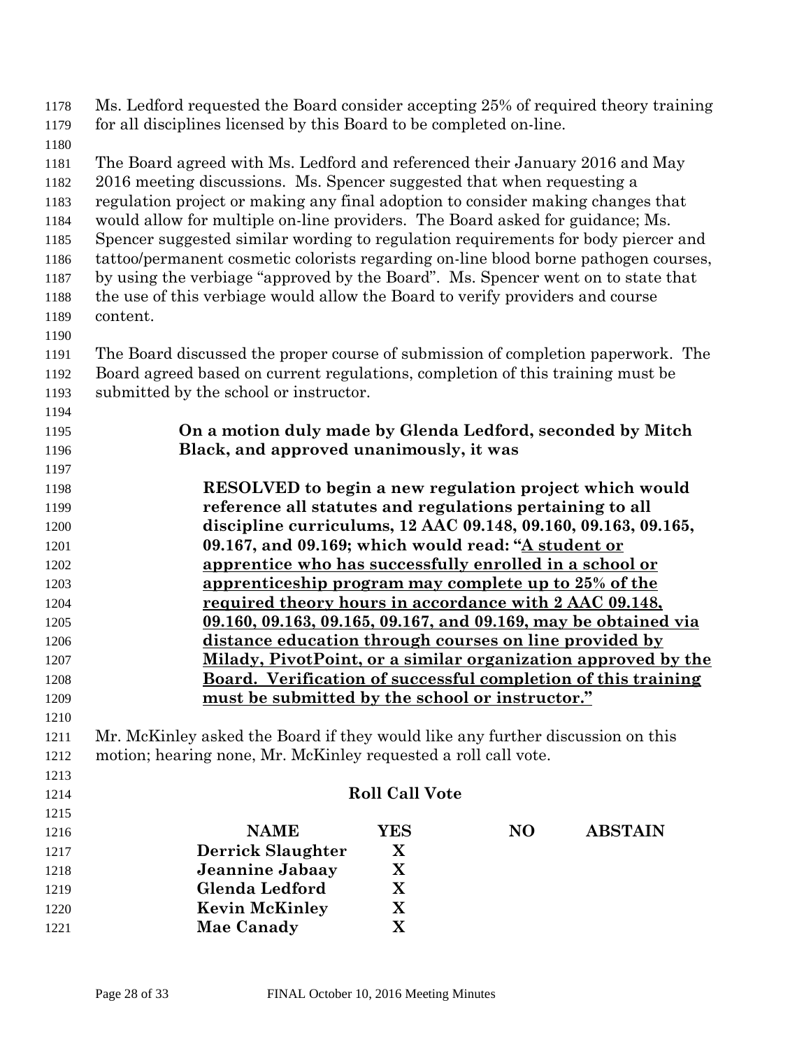Ms. Ledford requested the Board consider accepting 25% of required theory training for all disciplines licensed by this Board to be completed on-line.

The Board agreed with Ms. Ledford and referenced their January 2016 and May 2016 meeting discussions. Ms. Spencer suggested that when requesting a regulation project or making any final adoption to consider making changes that would allow for multiple on-line providers. The Board asked for guidance; Ms. Spencer suggested similar wording to regulation requirements for body piercer and tattoo/permanent cosmetic colorists regarding on-line blood borne pathogen courses, by using the verbiage "approved by the Board". Ms. Spencer went on to state that the use of this verbiage would allow the Board to verify providers and course content.

The Board discussed the proper course of submission of completion paperwork. The Board agreed based on current regulations, completion of this training must be submitted by the school or instructor.

**On a motion duly made by Glenda Ledford, seconded by Mitch Black, and approved unanimously, it was**

**RESOLVED to begin a new regulation project which would reference all statutes and regulations pertaining to all discipline curriculums, 12 AAC 09.148, 09.160, 09.163, 09.165, 09.167, and 09.169; which would read: "<u>A student or apprentice who has successfully enrolled in a school or apprenticeship program may complete up to 25% of the required theory hours in accordance with 2 AAC 09.148, 09.160, 09.163, 09.165, 09.167, and 09.169, may be obtained via distance education through courses on line provided by Milady, PivotPoint, or a similar organization approved by the Board. Verification of successful completion of this training must be submitted by the school or instructor.</u>"**

Mr. McKinley asked the Board if they would like any further discussion on this motion; hearing none, Mr. McKinley requested a roll call vote.

**Roll Call Vote**

| NAME | YES | NO | ABSTAIN |
|---|---|---|---|
| Derrick Slaughter | X | | |
| Jeannine Jabaay | X | | |
| Glenda Ledford | X | | |
| Kevin McKinley | X | | |
| Mae Canady | X | | |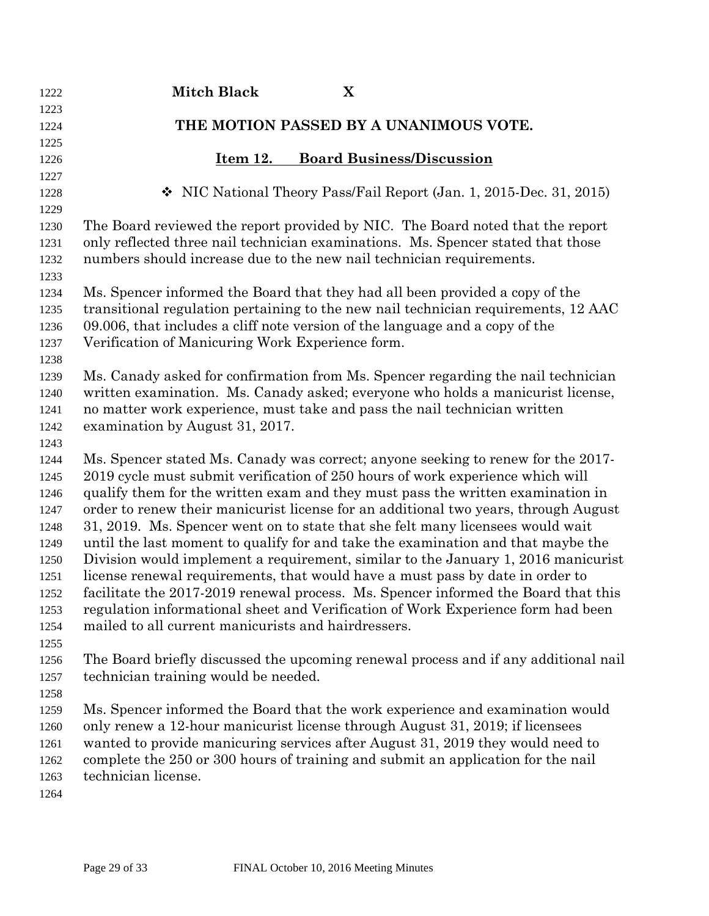| | |
|---|---|
| **Mitch Black** | **X** |

**THE MOTION PASSED BY A UNANIMOUS VOTE.**

## Item 12. Board Business/Discussion

- NIC National Theory Pass/Fail Report (Jan. 1, 2015-Dec. 31, 2015)

The Board reviewed the report provided by NIC. The Board noted that the report only reflected three nail technician examinations. Ms. Spencer stated that those numbers should increase due to the new nail technician requirements.

Ms. Spencer informed the Board that they had all been provided a copy of the transitional regulation pertaining to the new nail technician requirements, 12 AAC 09.006, that includes a cliff note version of the language and a copy of the Verification of Manicuring Work Experience form.

Ms. Canady asked for confirmation from Ms. Spencer regarding the nail technician written examination. Ms. Canady asked; everyone who holds a manicurist license, no matter work experience, must take and pass the nail technician written examination by August 31, 2017.

Ms. Spencer stated Ms. Canady was correct; anyone seeking to renew for the 2017-2019 cycle must submit verification of 250 hours of work experience which will qualify them for the written exam and they must pass the written examination in order to renew their manicurist license for an additional two years, through August 31, 2019. Ms. Spencer went on to state that she felt many licensees would wait until the last moment to qualify for and take the examination and that maybe the Division would implement a requirement, similar to the January 1, 2016 manicurist license renewal requirements, that would have a must pass by date in order to facilitate the 2017-2019 renewal process. Ms. Spencer informed the Board that this regulation informational sheet and Verification of Work Experience form had been mailed to all current manicurists and hairdressers.

The Board briefly discussed the upcoming renewal process and if any additional nail technician training would be needed.

Ms. Spencer informed the Board that the work experience and examination would only renew a 12-hour manicurist license through August 31, 2019; if licensees wanted to provide manicuring services after August 31, 2019 they would need to complete the 250 or 300 hours of training and submit an application for the nail technician license.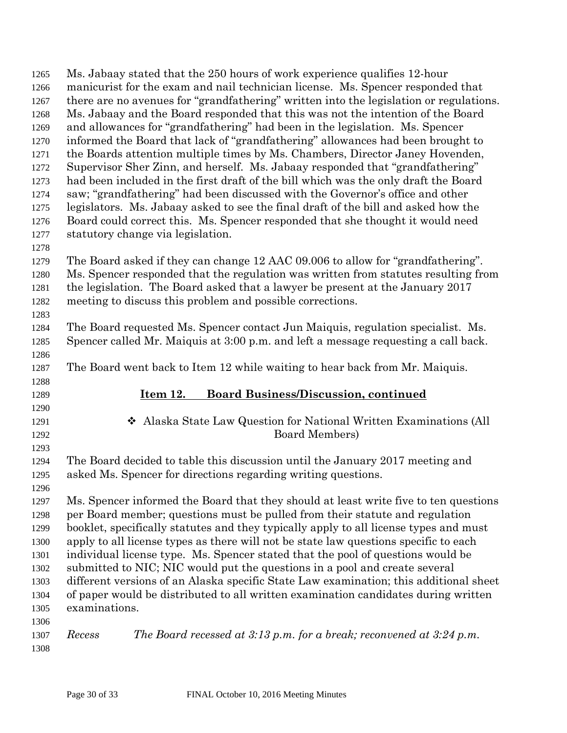Ms. Jabaay stated that the 250 hours of work experience qualifies 12-hour manicurist for the exam and nail technician license. Ms. Spencer responded that there are no avenues for "grandfathering" written into the legislation or regulations. Ms. Jabaay and the Board responded that this was not the intention of the Board and allowances for "grandfathering" had been in the legislation. Ms. Spencer informed the Board that lack of "grandfathering" allowances had been brought to the Boards attention multiple times by Ms. Chambers, Director Janey Hovenden, Supervisor Sher Zinn, and herself. Ms. Jabaay responded that "grandfathering" had been included in the first draft of the bill which was the only draft the Board saw; "grandfathering" had been discussed with the Governor's office and other legislators. Ms. Jabaay asked to see the final draft of the bill and asked how the Board could correct this. Ms. Spencer responded that she thought it would need statutory change via legislation.

The Board asked if they can change 12 AAC 09.006 to allow for "grandfathering". Ms. Spencer responded that the regulation was written from statutes resulting from the legislation. The Board asked that a lawyer be present at the January 2017 meeting to discuss this problem and possible corrections.

The Board requested Ms. Spencer contact Jun Maiquis, regulation specialist. Ms. Spencer called Mr. Maiquis at 3:00 p.m. and left a message requesting a call back.

The Board went back to Item 12 while waiting to hear back from Mr. Maiquis.

## Item 12. Board Business/Discussion, continued

- Alaska State Law Question for National Written Examinations (All Board Members)

The Board decided to table this discussion until the January 2017 meeting and asked Ms. Spencer for directions regarding writing questions.

Ms. Spencer informed the Board that they should at least write five to ten questions per Board member; questions must be pulled from their statute and regulation booklet, specifically statutes and they typically apply to all license types and must apply to all license types as there will not be state law questions specific to each individual license type. Ms. Spencer stated that the pool of questions would be submitted to NIC; NIC would put the questions in a pool and create several different versions of an Alaska specific State Law examination; this additional sheet of paper would be distributed to all written examination candidates during written examinations.

*Recess* *The Board recessed at 3:13 p.m. for a break; reconvened at 3:24 p.m.*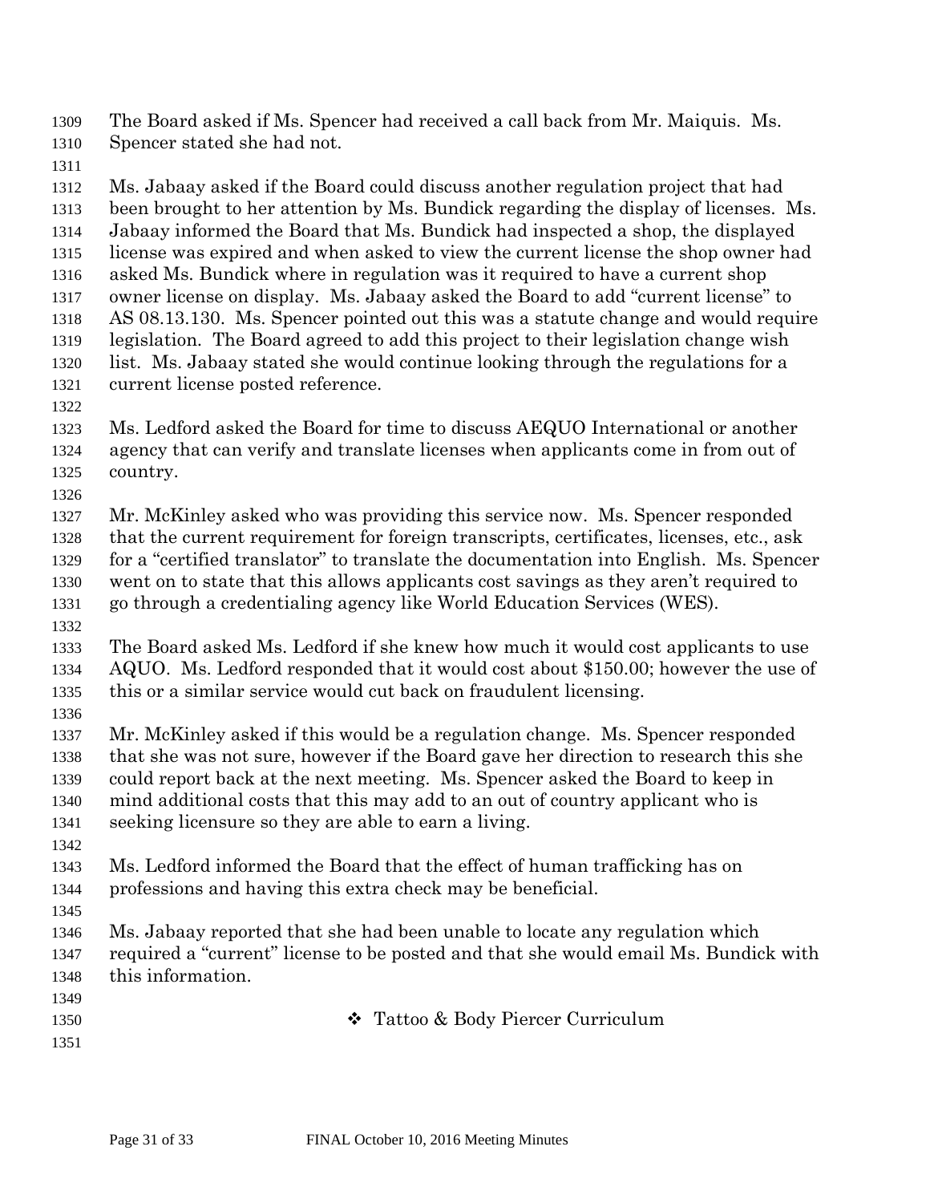The Board asked if Ms. Spencer had received a call back from Mr. Maiquis. Ms. Spencer stated she had not.

Ms. Jabaay asked if the Board could discuss another regulation project that had been brought to her attention by Ms. Bundick regarding the display of licenses. Ms. Jabaay informed the Board that Ms. Bundick had inspected a shop, the displayed license was expired and when asked to view the current license the shop owner had asked Ms. Bundick where in regulation was it required to have a current shop owner license on display. Ms. Jabaay asked the Board to add "current license" to AS 08.13.130. Ms. Spencer pointed out this was a statute change and would require legislation. The Board agreed to add this project to their legislation change wish list. Ms. Jabaay stated she would continue looking through the regulations for a current license posted reference.

Ms. Ledford asked the Board for time to discuss AEQUO International or another agency that can verify and translate licenses when applicants come in from out of country.

Mr. McKinley asked who was providing this service now. Ms. Spencer responded that the current requirement for foreign transcripts, certificates, licenses, etc., ask for a "certified translator" to translate the documentation into English. Ms. Spencer went on to state that this allows applicants cost savings as they aren't required to go through a credentialing agency like World Education Services (WES).

The Board asked Ms. Ledford if she knew how much it would cost applicants to use AQUO. Ms. Ledford responded that it would cost about $150.00; however the use of this or a similar service would cut back on fraudulent licensing.

Mr. McKinley asked if this would be a regulation change. Ms. Spencer responded that she was not sure, however if the Board gave her direction to research this she could report back at the next meeting. Ms. Spencer asked the Board to keep in mind additional costs that this may add to an out of country applicant who is seeking licensure so they are able to earn a living.

Ms. Ledford informed the Board that the effect of human trafficking has on professions and having this extra check may be beneficial.

Ms. Jabaay reported that she had been unable to locate any regulation which required a "current" license to be posted and that she would email Ms. Bundick with this information.

- Tattoo & Body Piercer Curriculum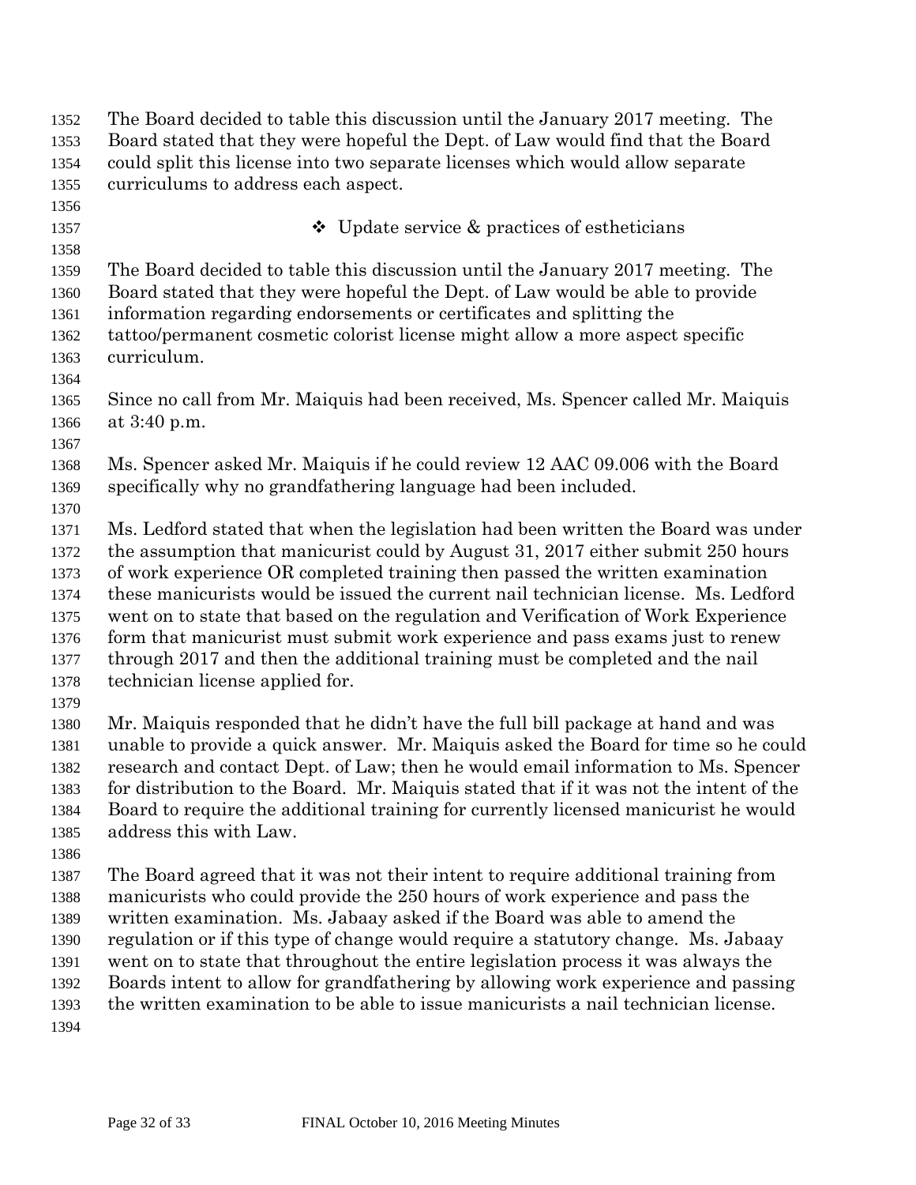The Board decided to table this discussion until the January 2017 meeting. The Board stated that they were hopeful the Dept. of Law would find that the Board could split this license into two separate licenses which would allow separate curriculums to address each aspect.

- Update service & practices of estheticians

The Board decided to table this discussion until the January 2017 meeting. The Board stated that they were hopeful the Dept. of Law would be able to provide information regarding endorsements or certificates and splitting the tattoo/permanent cosmetic colorist license might allow a more aspect specific curriculum.

Since no call from Mr. Maiquis had been received, Ms. Spencer called Mr. Maiquis at 3:40 p.m.

Ms. Spencer asked Mr. Maiquis if he could review 12 AAC 09.006 with the Board specifically why no grandfathering language had been included.

Ms. Ledford stated that when the legislation had been written the Board was under the assumption that manicurist could by August 31, 2017 either submit 250 hours of work experience OR completed training then passed the written examination these manicurists would be issued the current nail technician license. Ms. Ledford went on to state that based on the regulation and Verification of Work Experience form that manicurist must submit work experience and pass exams just to renew through 2017 and then the additional training must be completed and the nail technician license applied for.

Mr. Maiquis responded that he didn't have the full bill package at hand and was unable to provide a quick answer. Mr. Maiquis asked the Board for time so he could research and contact Dept. of Law; then he would email information to Ms. Spencer for distribution to the Board. Mr. Maiquis stated that if it was not the intent of the Board to require the additional training for currently licensed manicurist he would address this with Law.

The Board agreed that it was not their intent to require additional training from manicurists who could provide the 250 hours of work experience and pass the written examination. Ms. Jabaay asked if the Board was able to amend the regulation or if this type of change would require a statutory change. Ms. Jabaay went on to state that throughout the entire legislation process it was always the Boards intent to allow for grandfathering by allowing work experience and passing the written examination to be able to issue manicurists a nail technician license.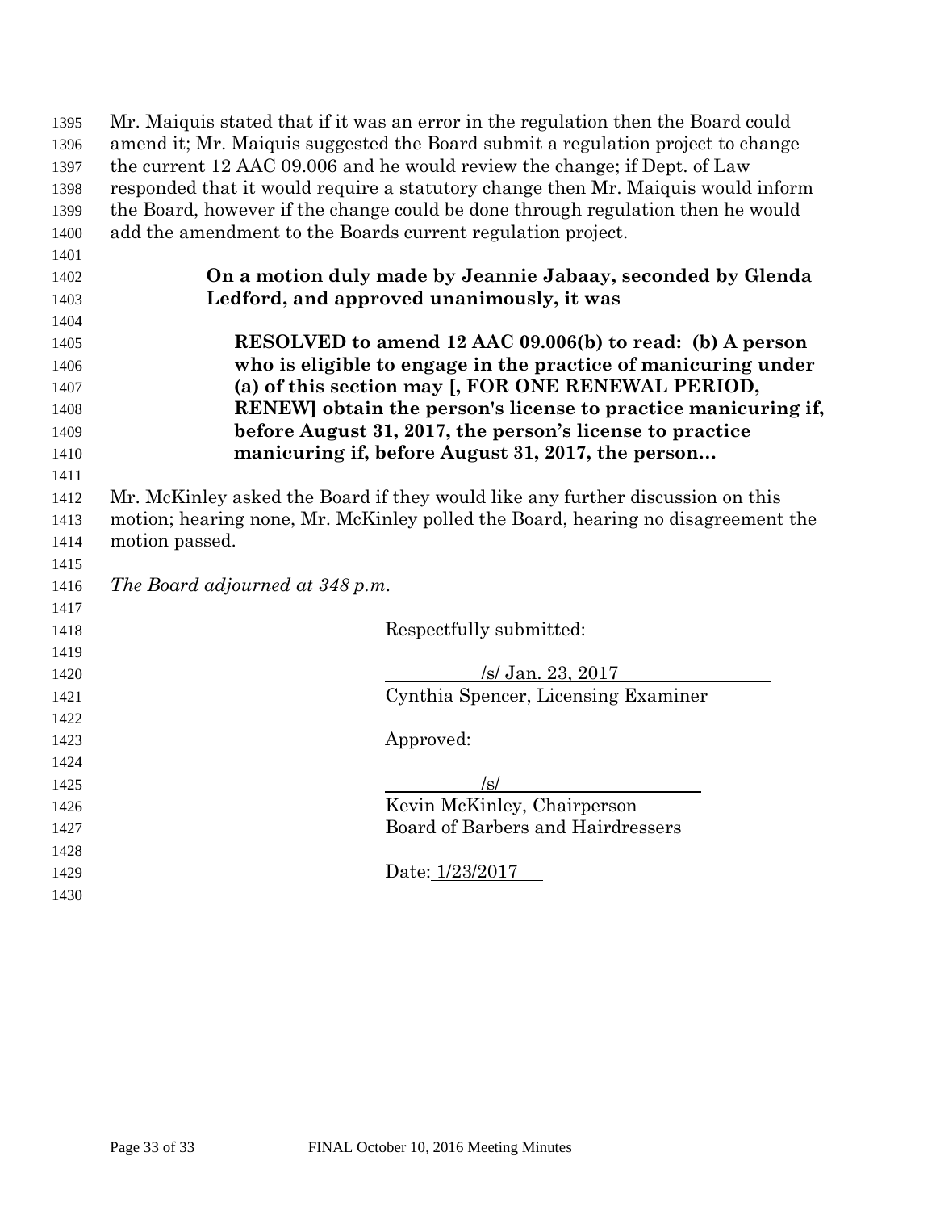Mr. Maiquis stated that if it was an error in the regulation then the Board could amend it; Mr. Maiquis suggested the Board submit a regulation project to change the current 12 AAC 09.006 and he would review the change; if Dept. of Law responded that it would require a statutory change then Mr. Maiquis would inform the Board, however if the change could be done through regulation then he would add the amendment to the Boards current regulation project.

**On a motion duly made by Jeannie Jabaay, seconded by Glenda Ledford, and approved unanimously, it was**

**RESOLVED to amend 12 AAC 09.006(b) to read: (b) A person who is eligible to engage in the practice of manicuring under (a) of this section may [, FOR ONE RENEWAL PERIOD, RENEW] <u>obtain</u> the person's license to practice manicuring if, before August 31, 2017, the person's license to practice manicuring if, before August 31, 2017, the person…**

Mr. McKinley asked the Board if they would like any further discussion on this motion; hearing none, Mr. McKinley polled the Board, hearing no disagreement the motion passed.

*The Board adjourned at 348 p.m.*

Respectfully submitted:

/s/ Jan. 23, 2017
Cynthia Spencer, Licensing Examiner

Approved:

/s/
Kevin McKinley, Chairperson
Board of Barbers and Hairdressers

Date: 1/23/2017